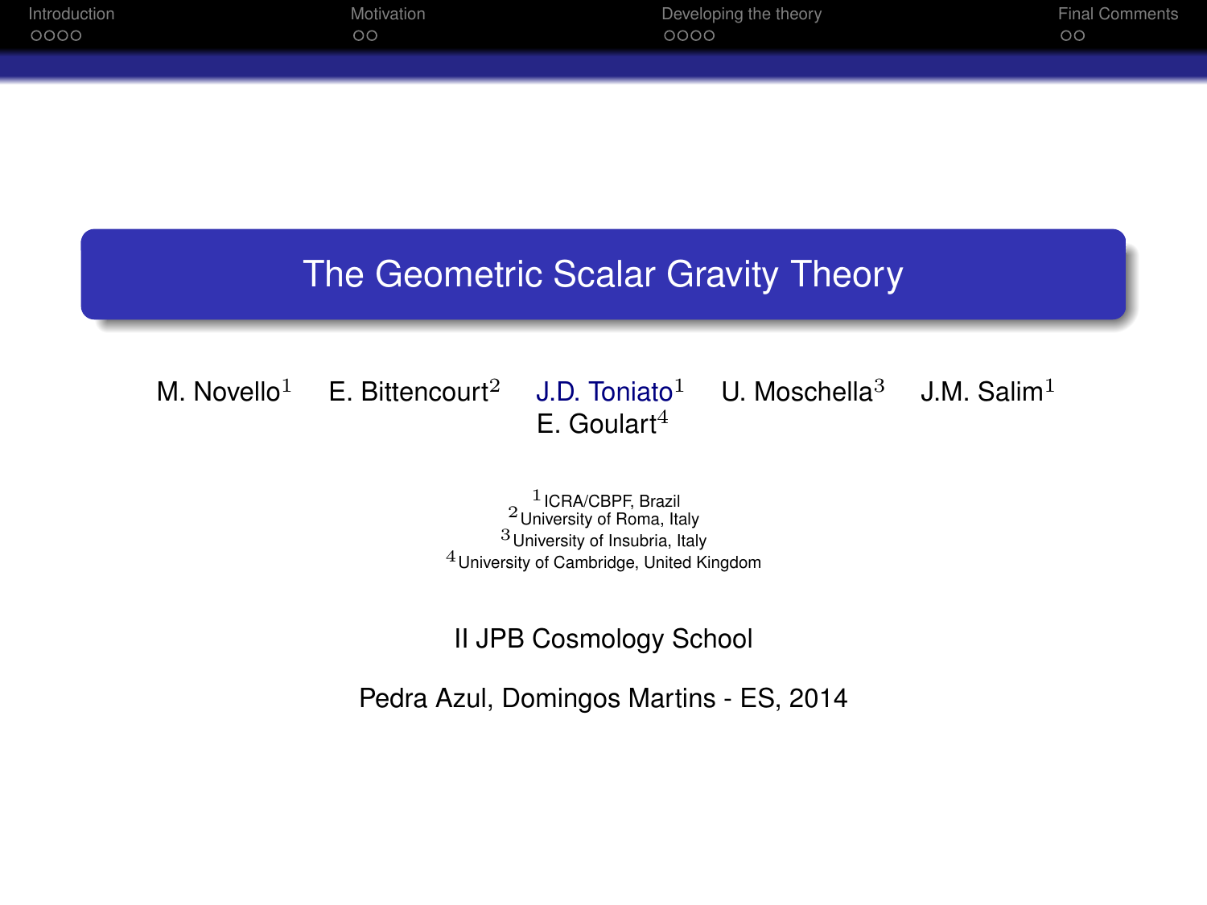# The Geometric Scalar Gravity Theory

M. Novello[1] E. Bittencourt[2] J.D. Toniato[1] U. Moschella[3] J.M. Salim[1] E. Goulart[4]

[1] ICRA/CBPF, Brazil
[2] University of Roma, Italy
[3] University of Insubria, Italy
[4] University of Cambridge, United Kingdom

II JPB Cosmology School

Pedra Azul, Domingos Martins - ES, 2014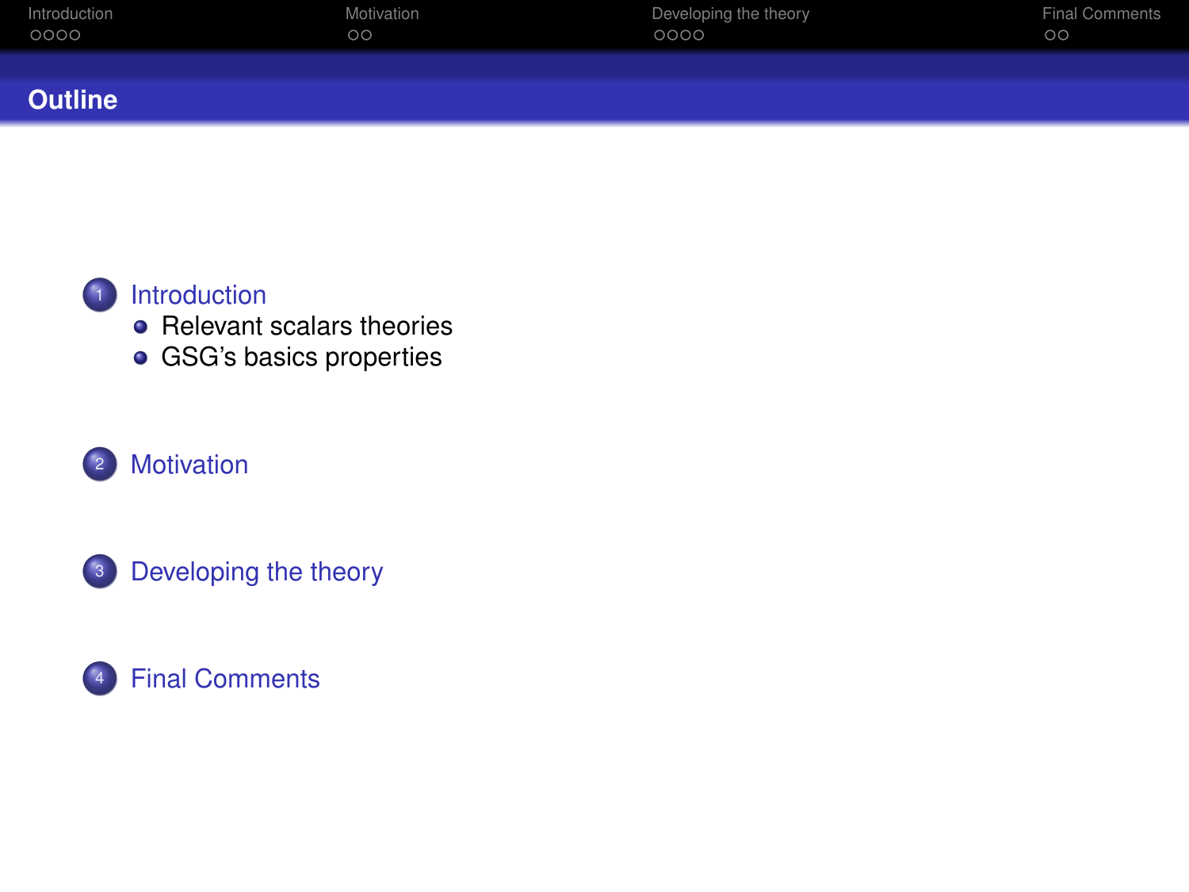# Outline

1. Introduction
   - Relevant scalars theories
   - GSG's basics properties
2. Motivation
3. Developing the theory
4. Final Comments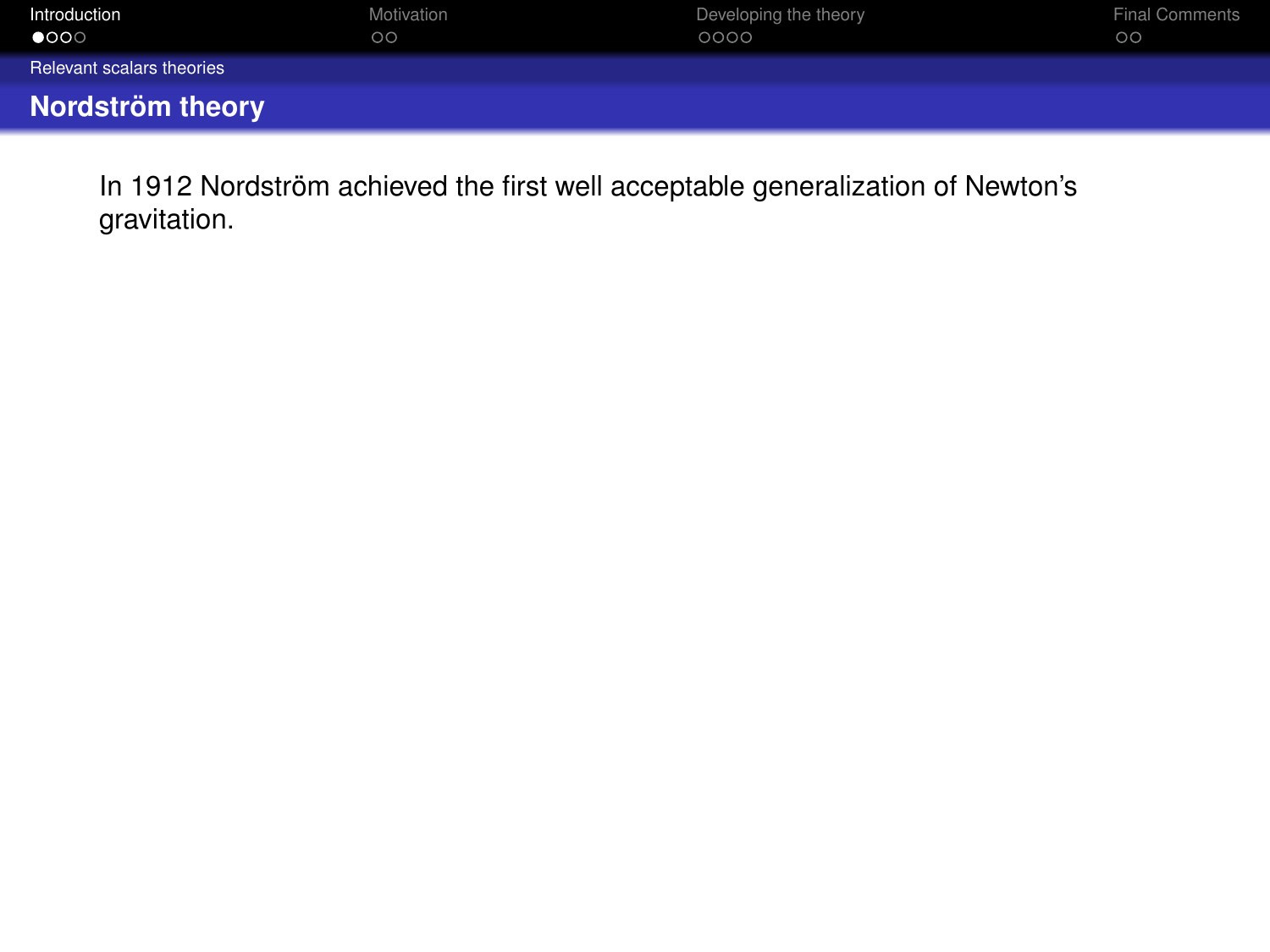## Nordström theory

In 1912 Nordström achieved the first well acceptable generalization of Newton's gravitation.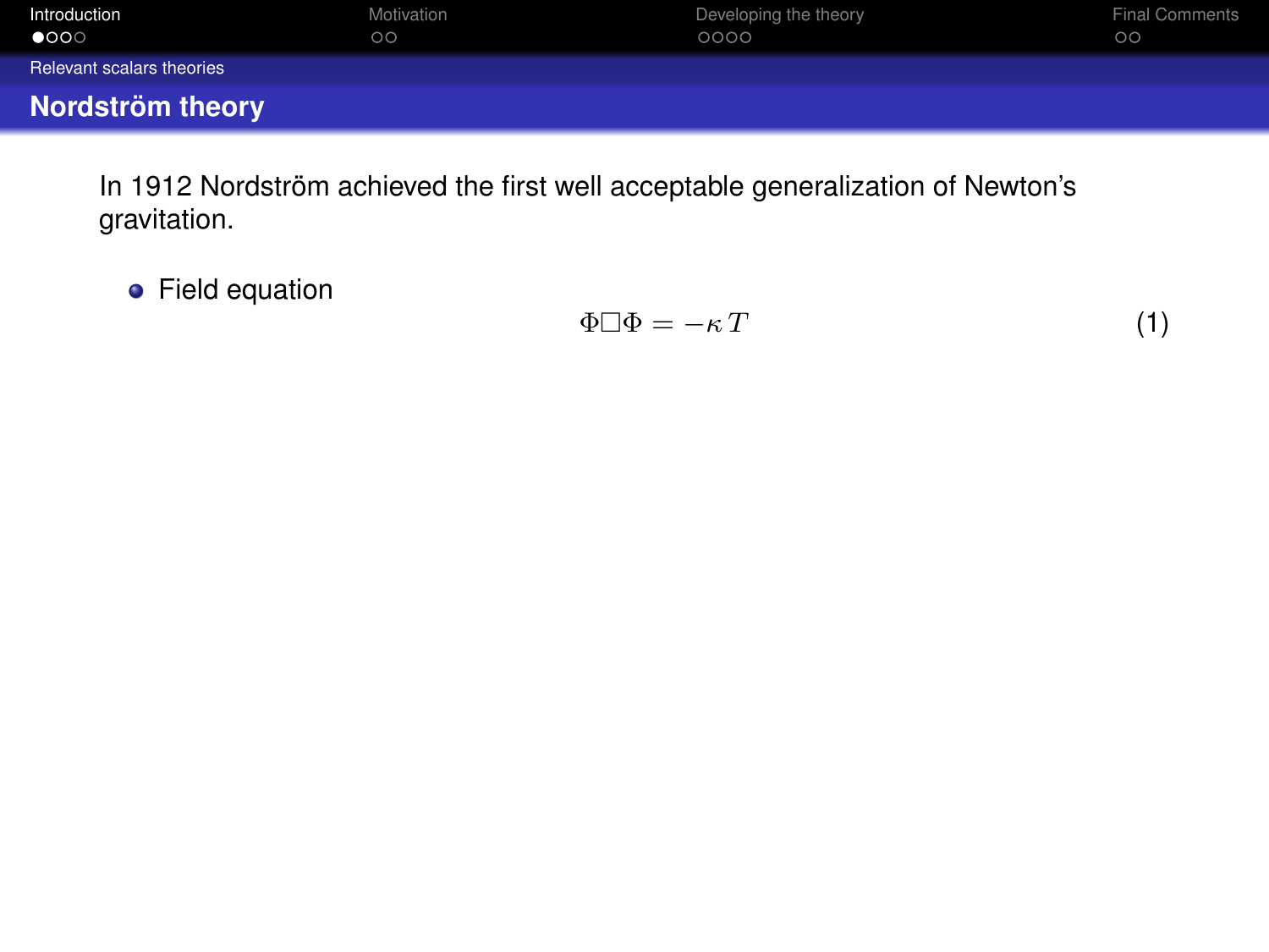## Nordström theory

In 1912 Nordström achieved the first well acceptable generalization of Newton's gravitation.

- Field equation

$$\Phi\Box\Phi = -\kappa T \tag{1}$$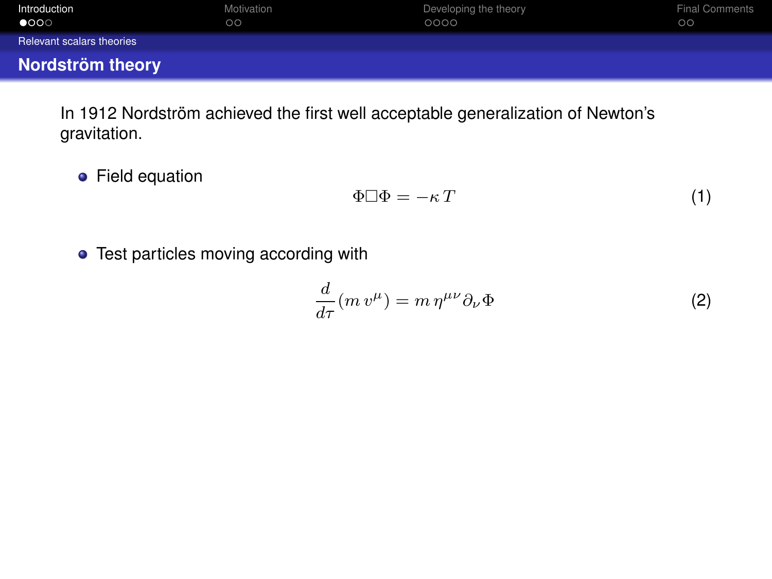## Nordström theory

In 1912 Nordström achieved the first well acceptable generalization of Newton's gravitation.

- Field equation

$$\Phi \Box \Phi = -\kappa \, T \tag{1}$$

- Test particles moving according with

$$\frac{d}{d\tau}(m \, v^{\mu}) = m \, \eta^{\mu\nu} \partial_{\nu} \Phi \tag{2}$$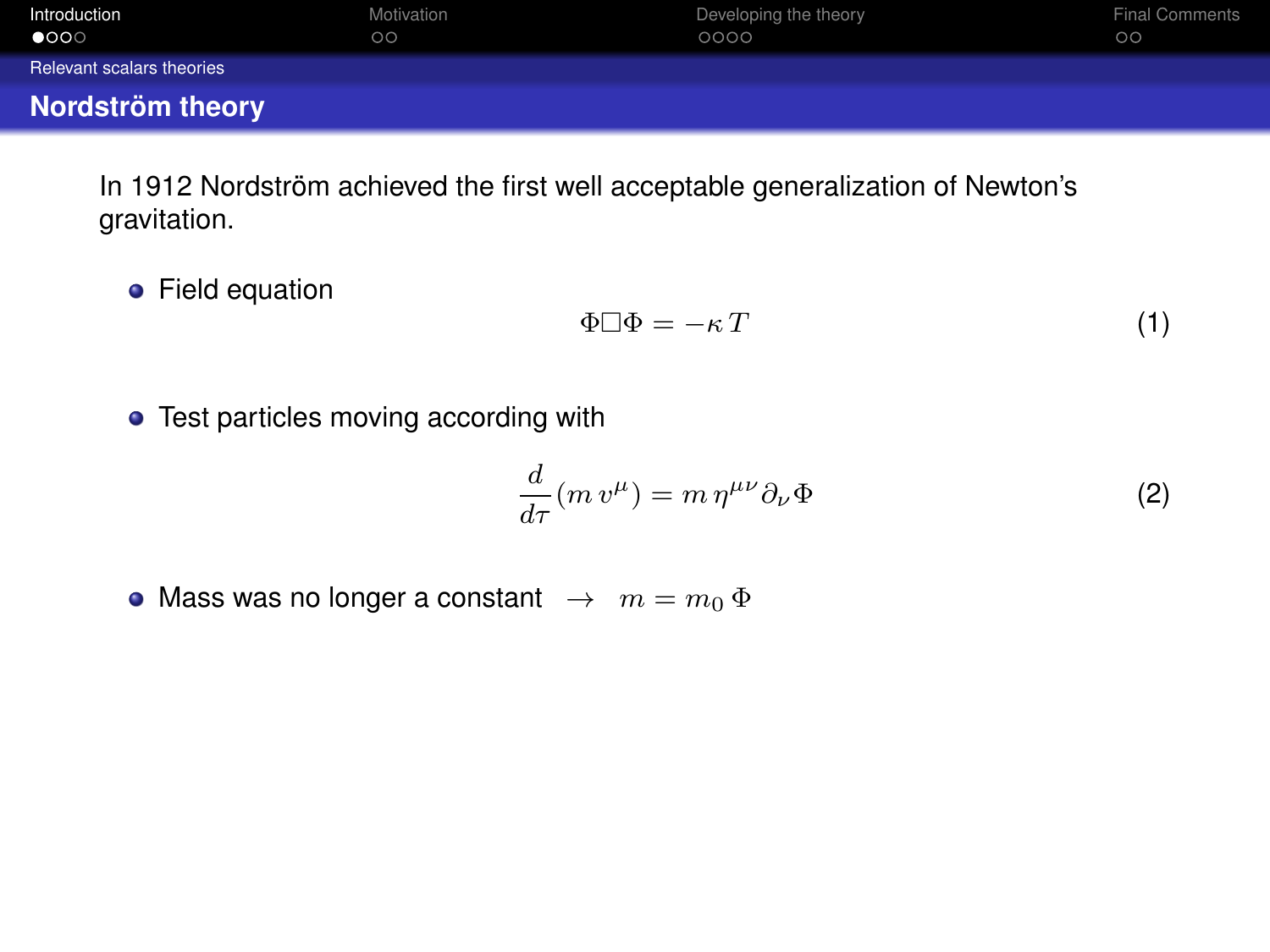## Nordström theory

In 1912 Nordström achieved the first well acceptable generalization of Newton's gravitation.

- Field equation

$$\Phi \Box \Phi = -\kappa \, T \tag{1}$$

- Test particles moving according with

$$\frac{d}{d\tau}(m \, v^{\mu}) = m \, \eta^{\mu\nu} \partial_{\nu} \Phi \tag{2}$$

- Mass was no longer a constant $\rightarrow \quad m = m_0 \, \Phi$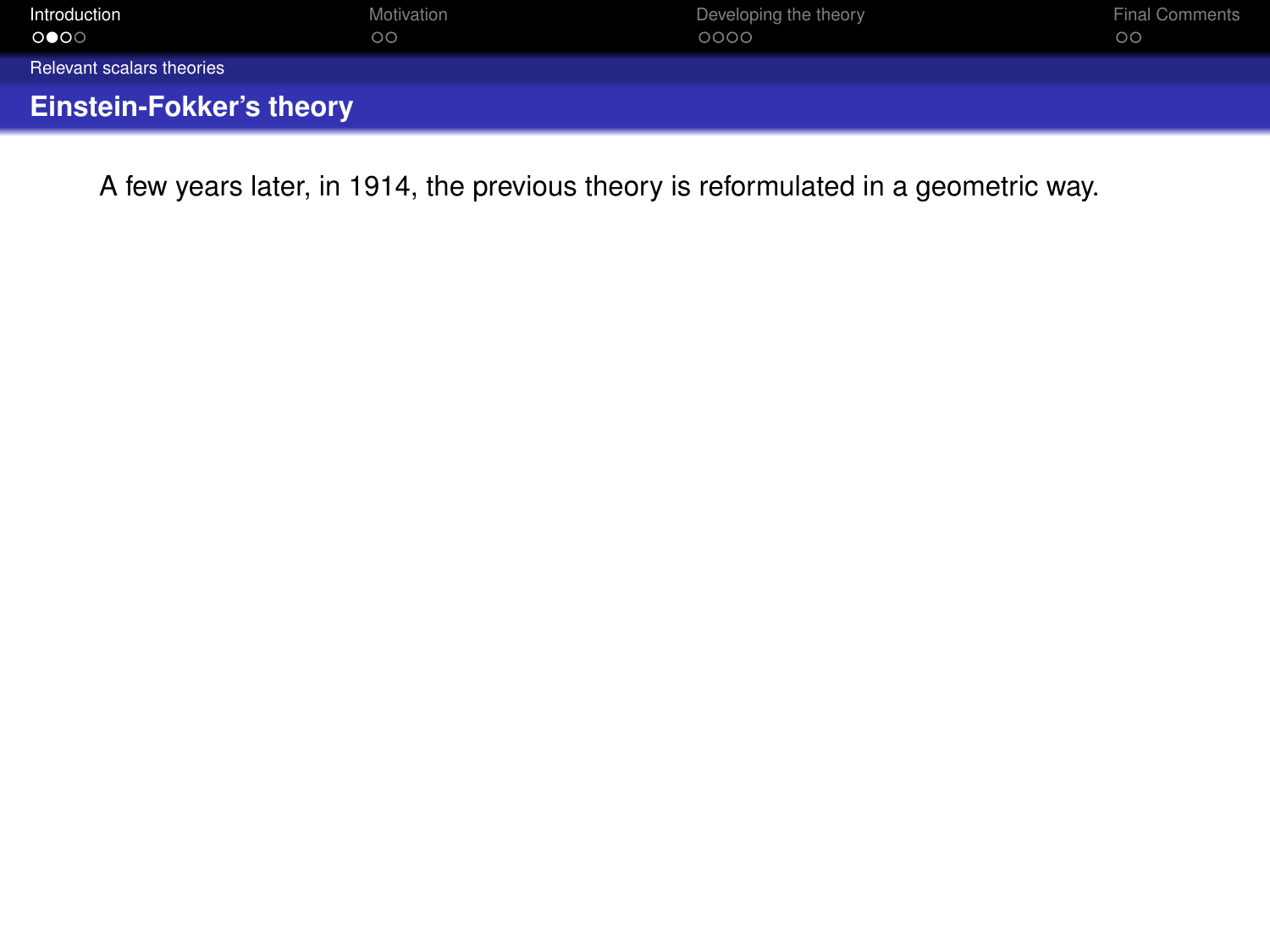## Einstein-Fokker's theory

A few years later, in 1914, the previous theory is reformulated in a geometric way.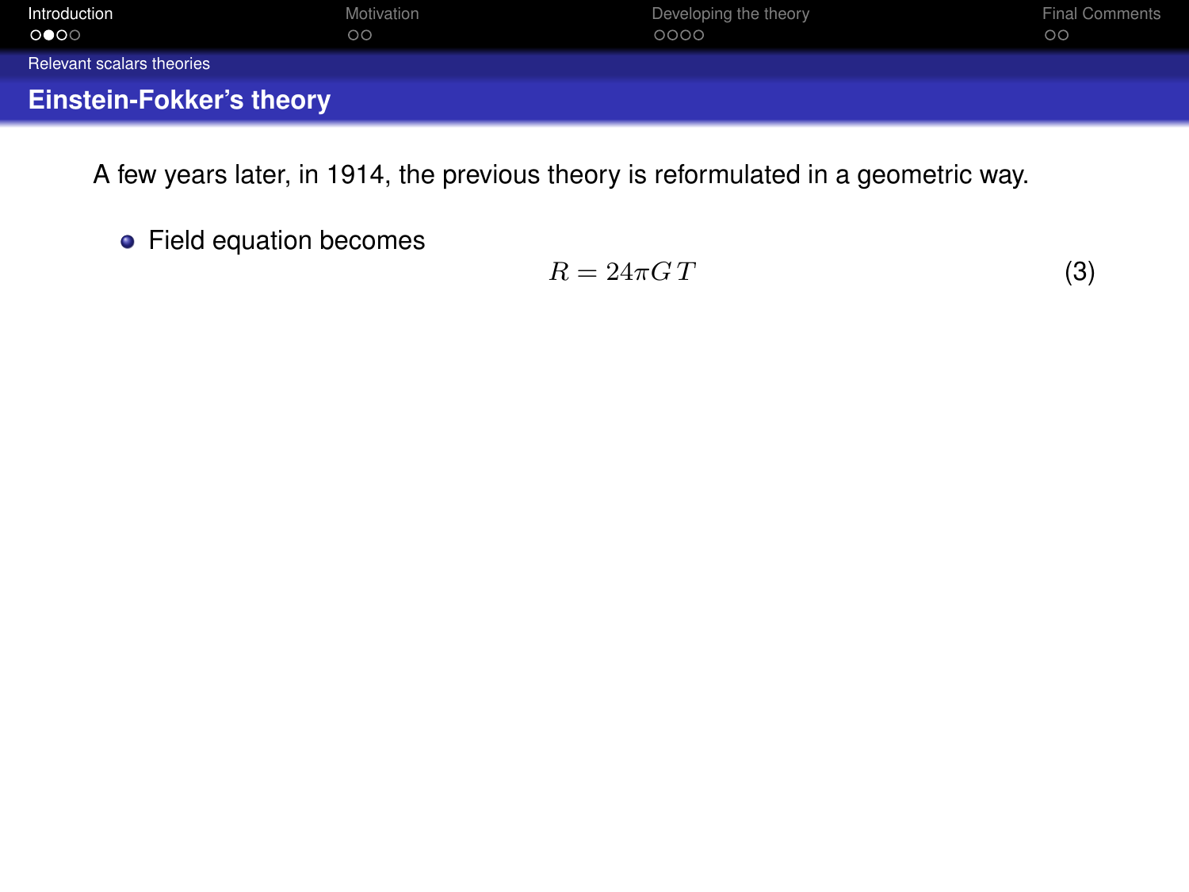Relevant scalars theories

## Einstein-Fokker's theory

A few years later, in 1914, the previous theory is reformulated in a geometric way.

- Field equation becomes

$$R = 24\pi G\,T \tag{3}$$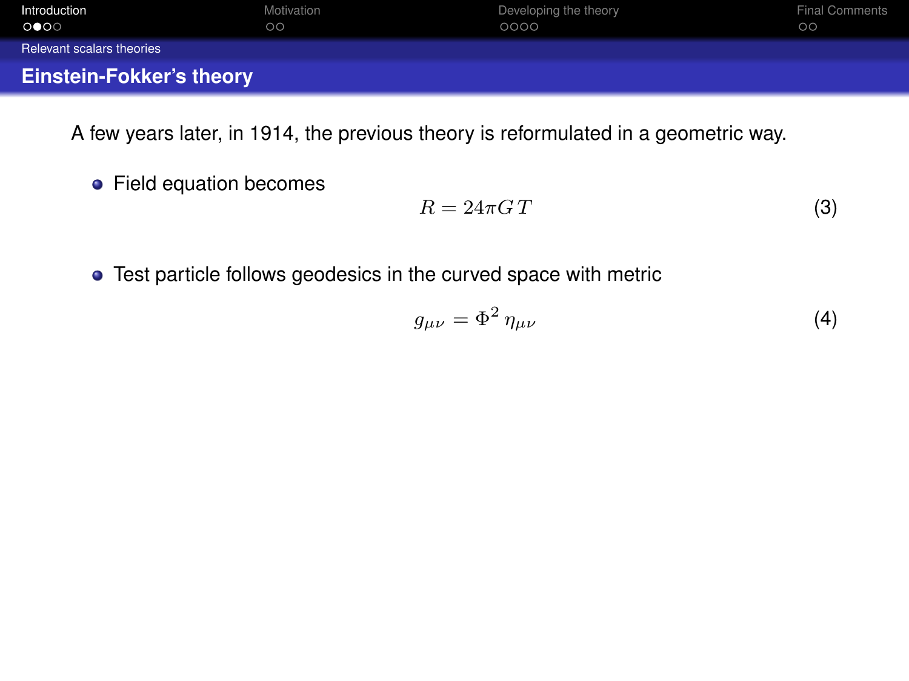## Einstein-Fokker's theory

A few years later, in 1914, the previous theory is reformulated in a geometric way.

- Field equation becomes

$$R = 24\pi G\,T \tag{3}$$

- Test particle follows geodesics in the curved space with metric

$$g_{\mu\nu} = \Phi^2\,\eta_{\mu\nu} \tag{4}$$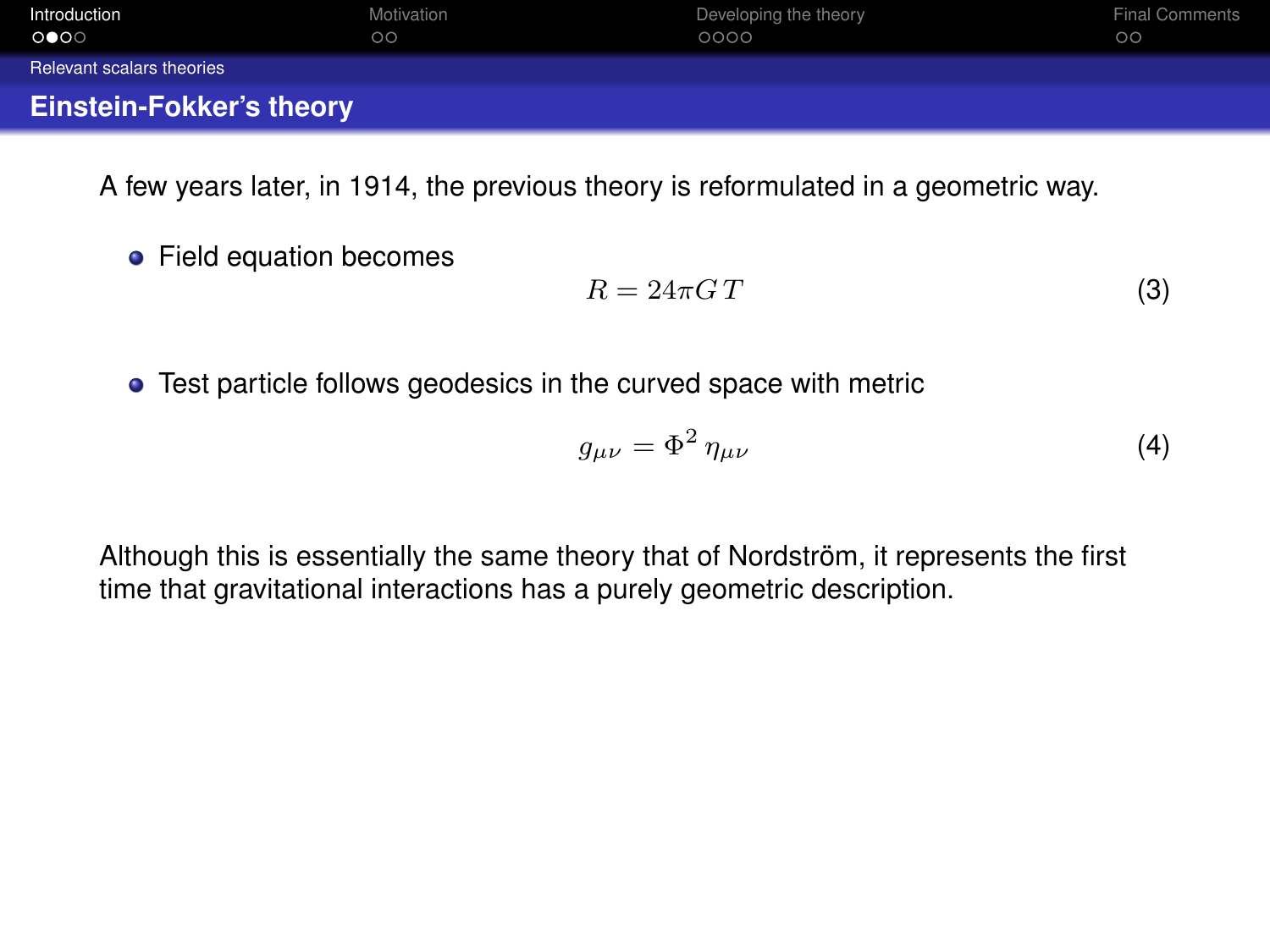## Einstein-Fokker's theory

A few years later, in 1914, the previous theory is reformulated in a geometric way.

- Field equation becomes

$$R = 24\pi G\, T \tag{3}$$

- Test particle follows geodesics in the curved space with metric

$$g_{\mu\nu} = \Phi^2\, \eta_{\mu\nu} \tag{4}$$

Although this is essentially the same theory that of Nordström, it represents the first time that gravitational interactions has a purely geometric description.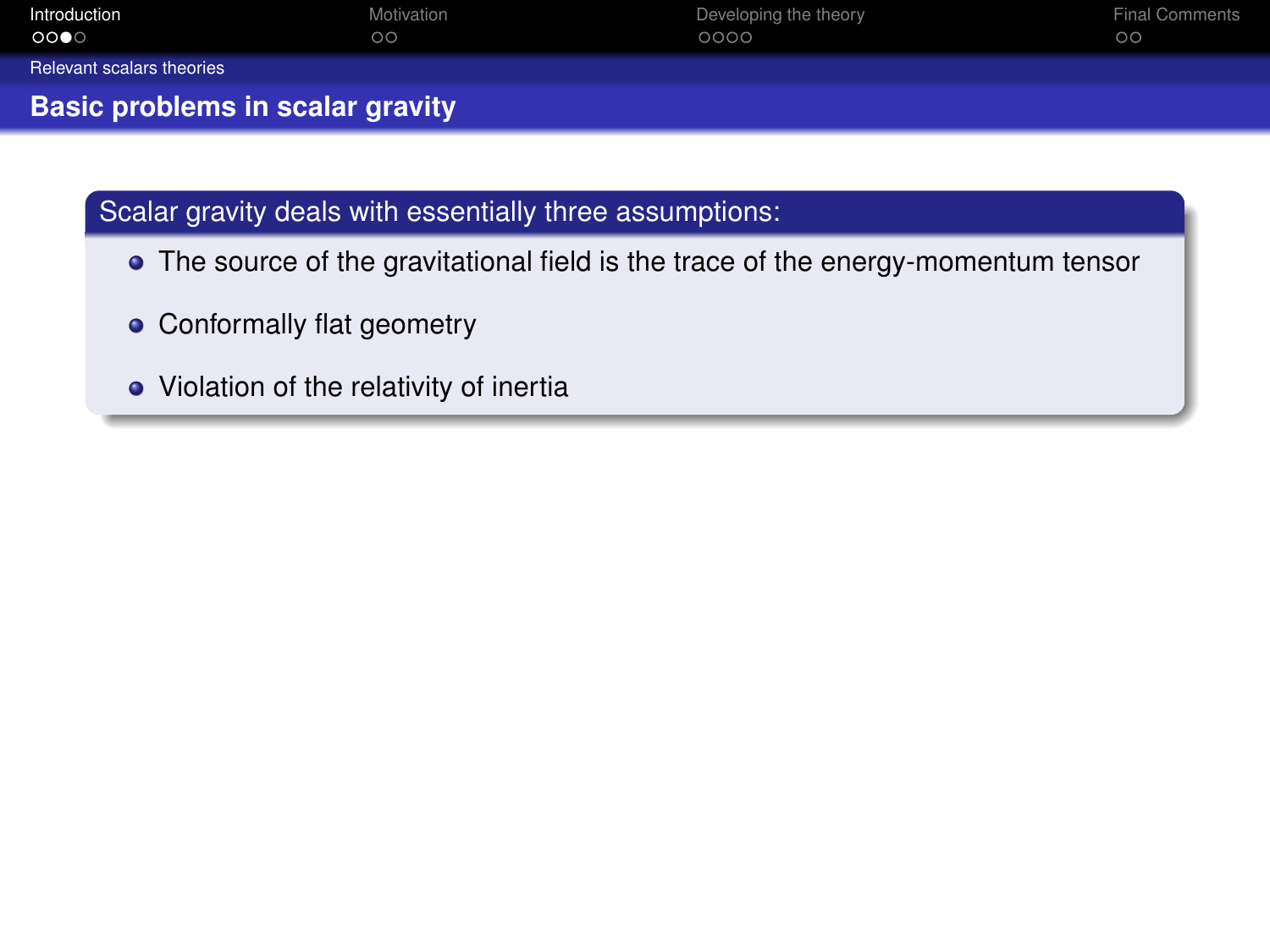## Basic problems in scalar gravity

**Scalar gravity deals with essentially three assumptions:**

- The source of the gravitational field is the trace of the energy-momentum tensor
- Conformally flat geometry
- Violation of the relativity of inertia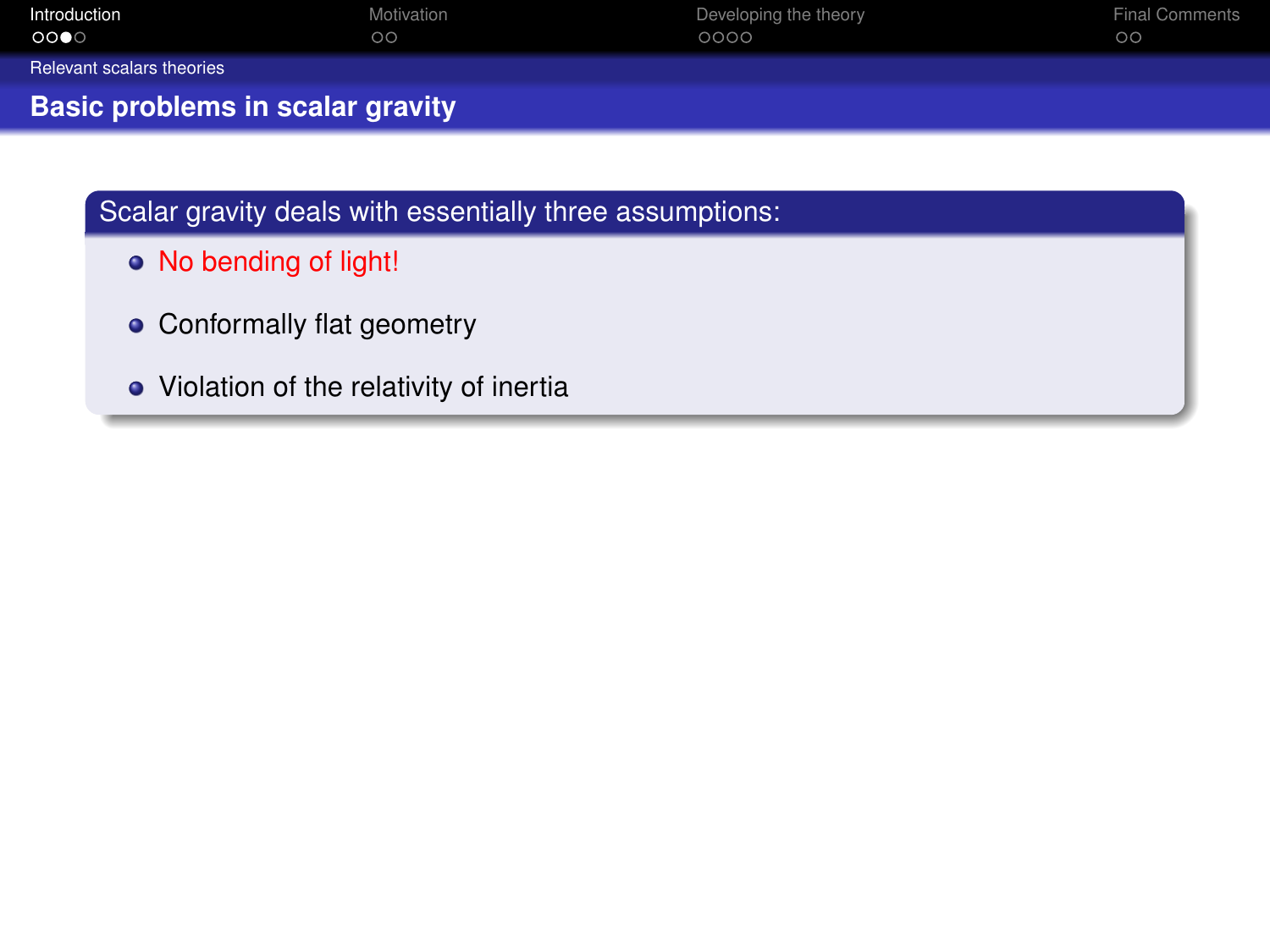## Basic problems in scalar gravity

**Scalar gravity deals with essentially three assumptions:**

- No bending of light!
- Conformally flat geometry
- Violation of the relativity of inertia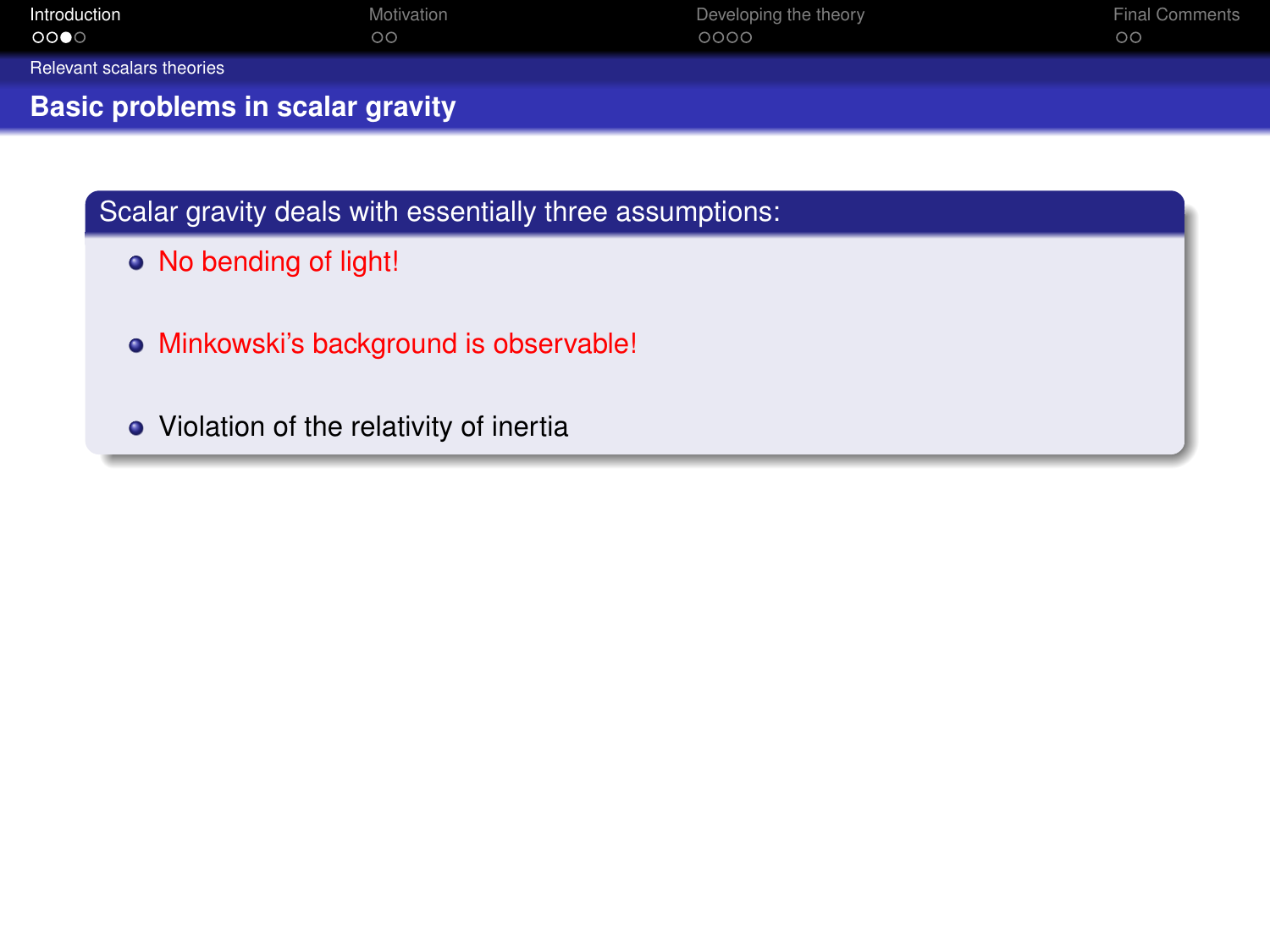## Basic problems in scalar gravity

**Scalar gravity deals with essentially three assumptions:**

- No bending of light!
- Minkowski's background is observable!
- Violation of the relativity of inertia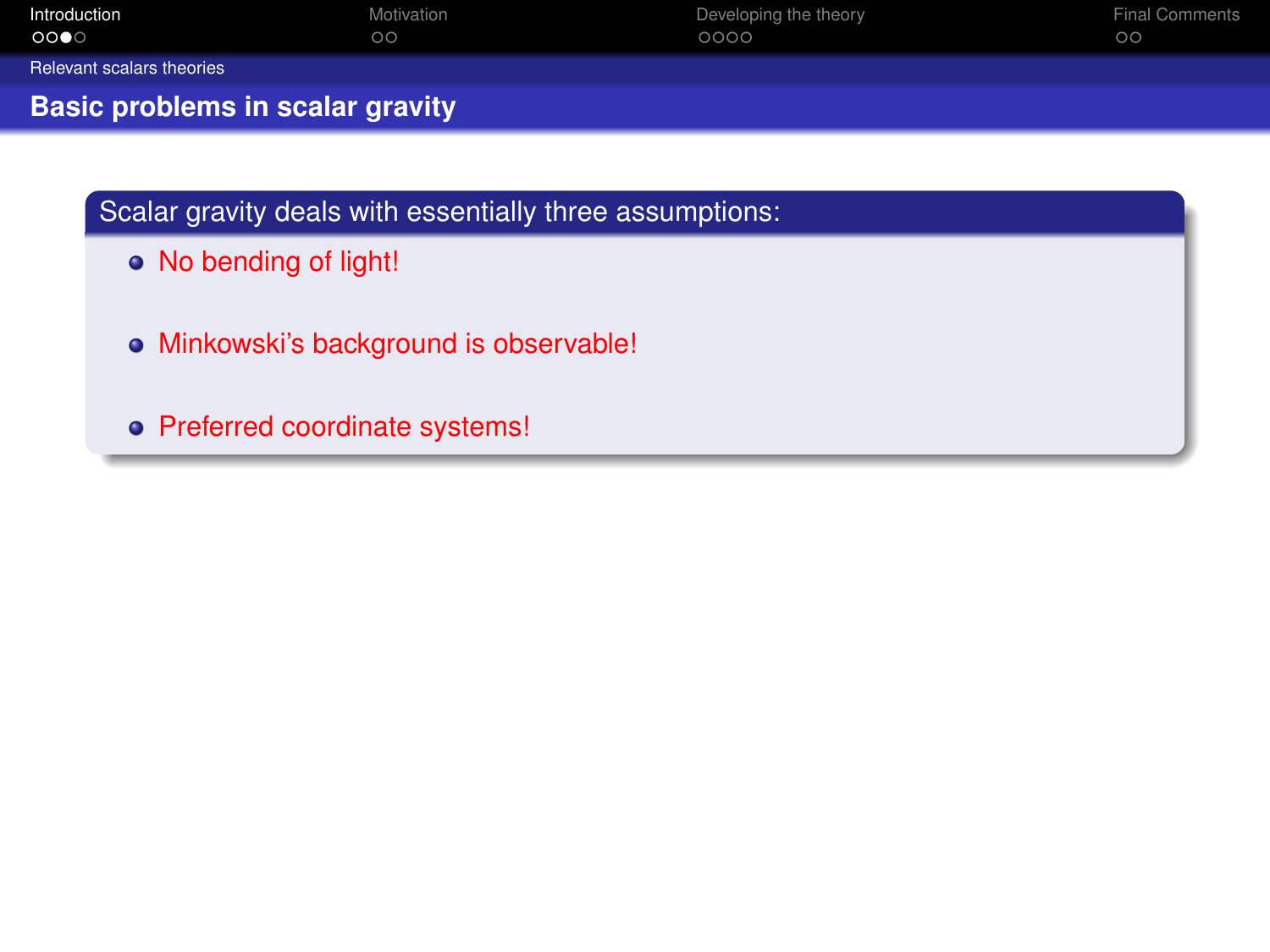## Basic problems in scalar gravity

**Scalar gravity deals with essentially three assumptions:**

- No bending of light!
- Minkowski's background is observable!
- Preferred coordinate systems!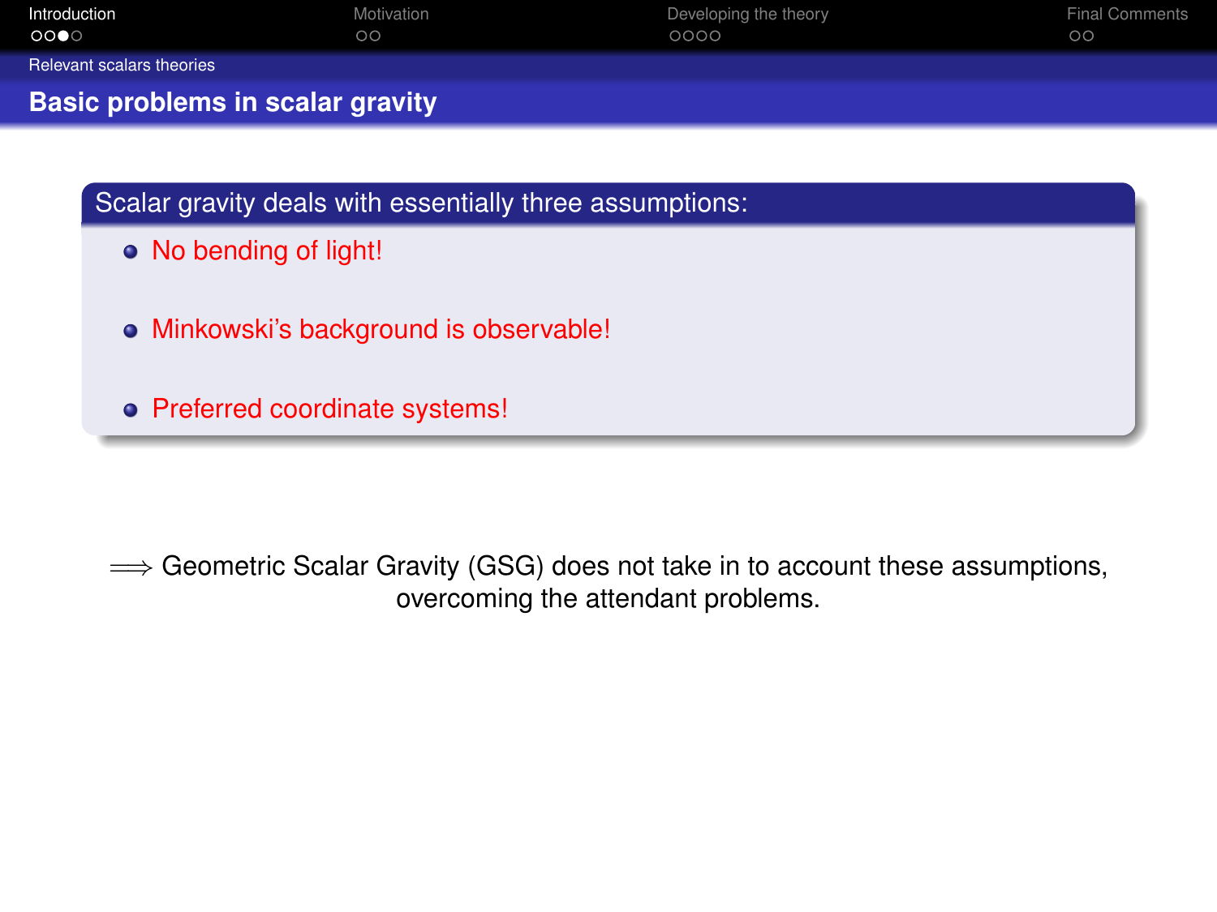## Basic problems in scalar gravity

**Scalar gravity deals with essentially three assumptions:**

- No bending of light!
- Minkowski's background is observable!
- Preferred coordinate systems!

$\Longrightarrow$ Geometric Scalar Gravity (GSG) does not take in to account these assumptions, overcoming the attendant problems.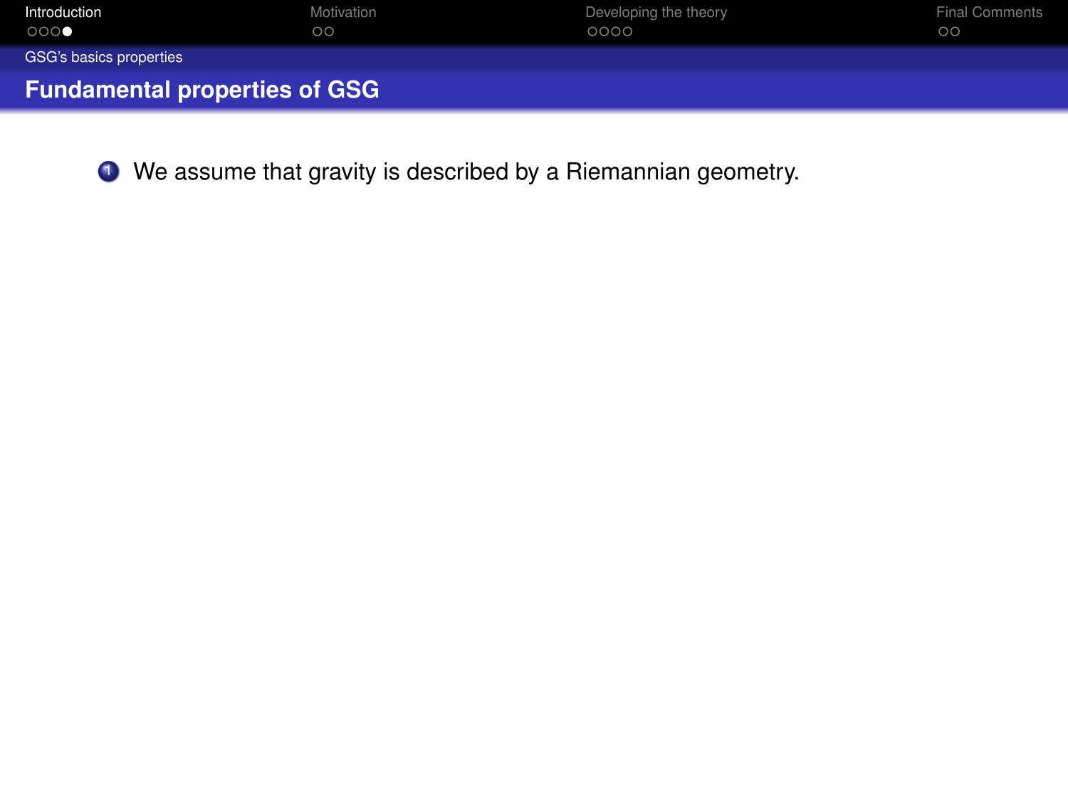## Fundamental properties of GSG

1. We assume that gravity is described by a Riemannian geometry.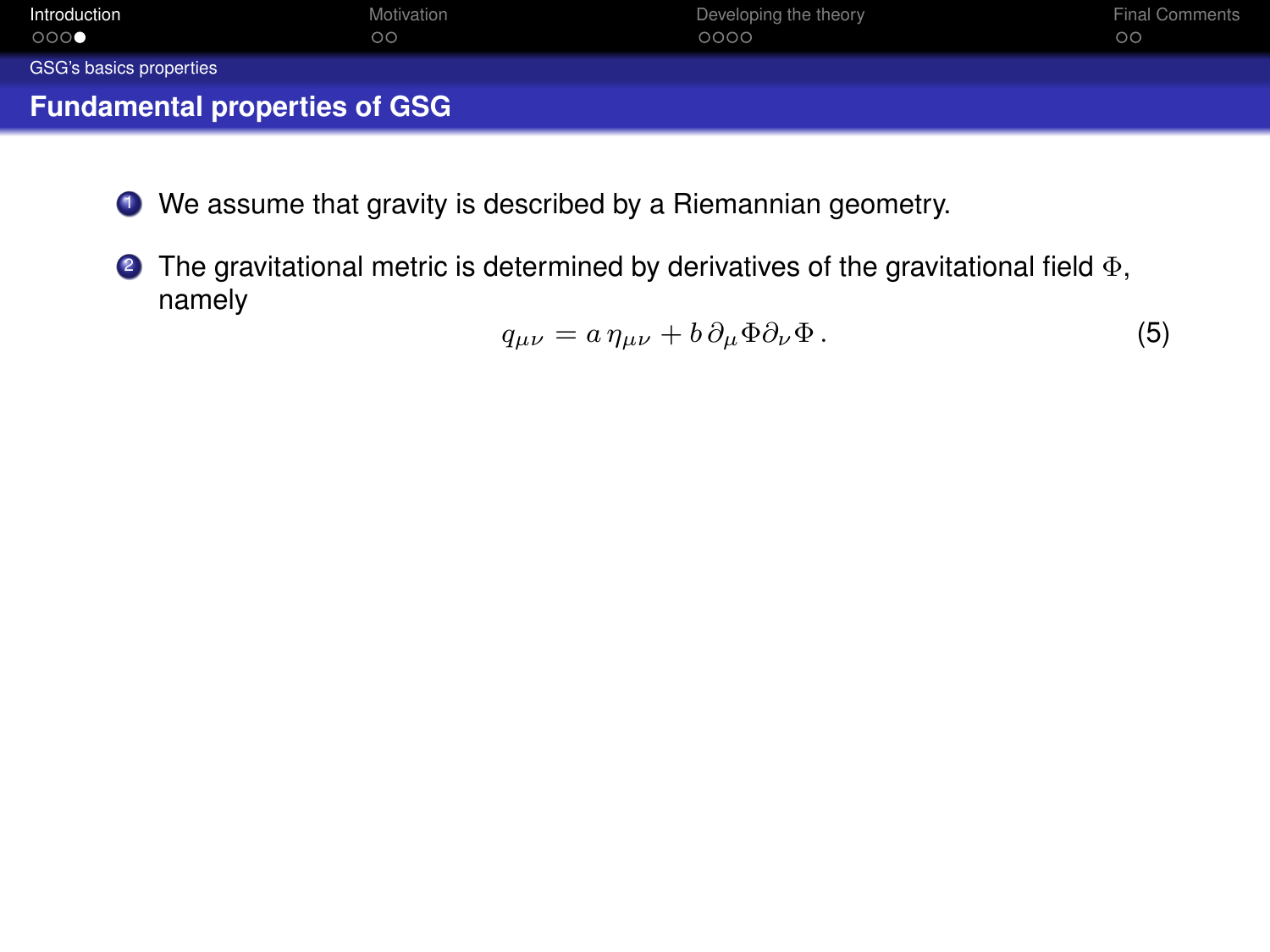## Fundamental properties of GSG

1. We assume that gravity is described by a Riemannian geometry.
2. The gravitational metric is determined by derivatives of the gravitational field $\Phi$, namely

$$q_{\mu\nu} = a\,\eta_{\mu\nu} + b\,\partial_\mu\Phi\partial_\nu\Phi\,. \tag{5}$$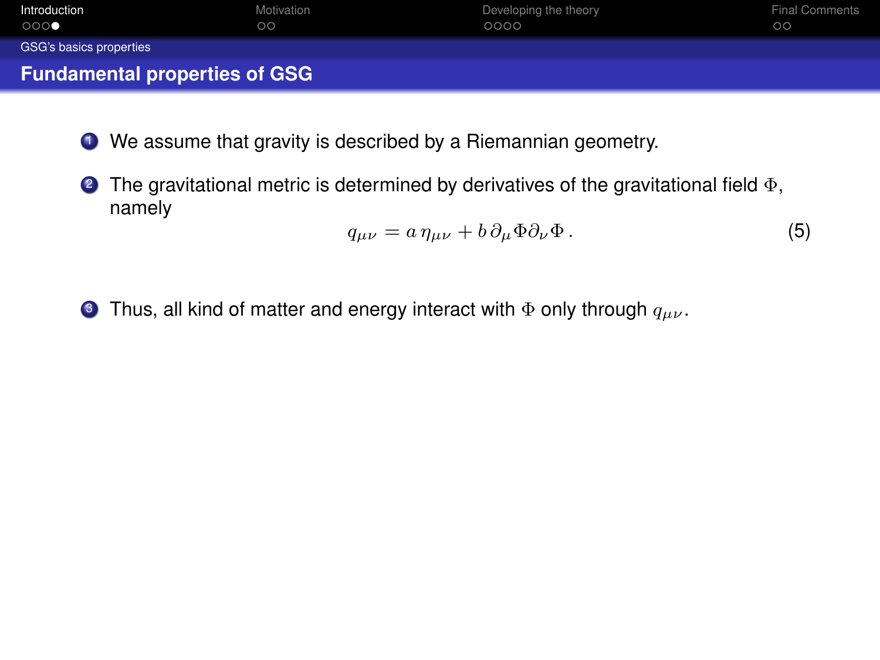## Fundamental properties of GSG

1. We assume that gravity is described by a Riemannian geometry.
2. The gravitational metric is determined by derivatives of the gravitational field $\Phi$, namely
$$q_{\mu\nu} = a\,\eta_{\mu\nu} + b\,\partial_\mu\Phi\partial_\nu\Phi\,. \tag{5}$$
3. Thus, all kind of matter and energy interact with $\Phi$ only through $q_{\mu\nu}$.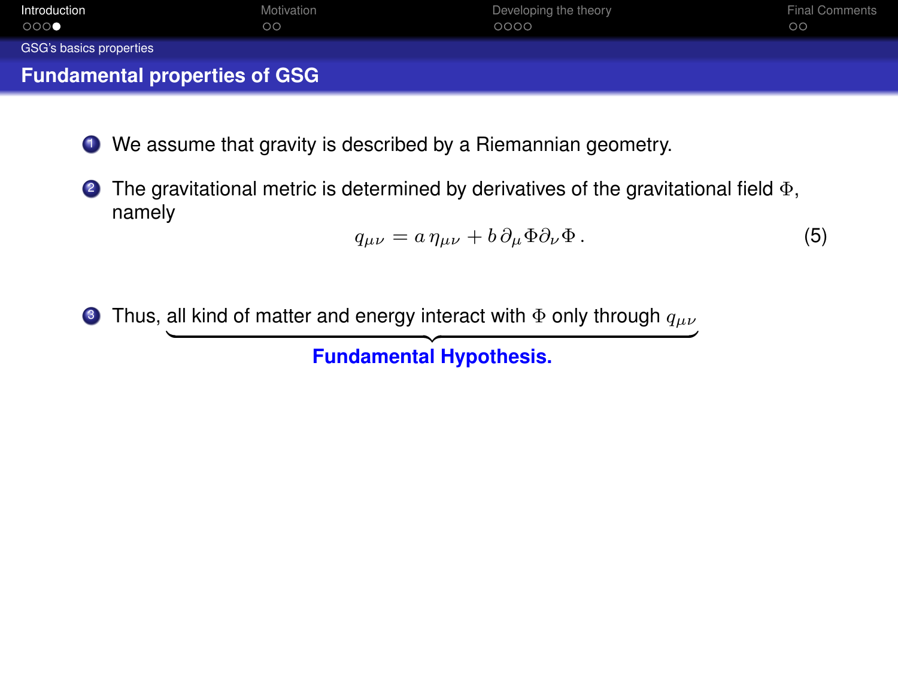## Fundamental properties of GSG

1. We assume that gravity is described by a Riemannian geometry.
2. The gravitational metric is determined by derivatives of the gravitational field $\Phi$, namely

$$q_{\mu\nu} = a\, \eta_{\mu\nu} + b\, \partial_\mu \Phi \partial_\nu \Phi \,. \tag{5}$$

3. Thus, $\underbrace{\text{all kind of matter and energy interact with } \Phi \text{ only through } q_{\mu\nu}}_{\textbf{Fundamental Hypothesis.}}$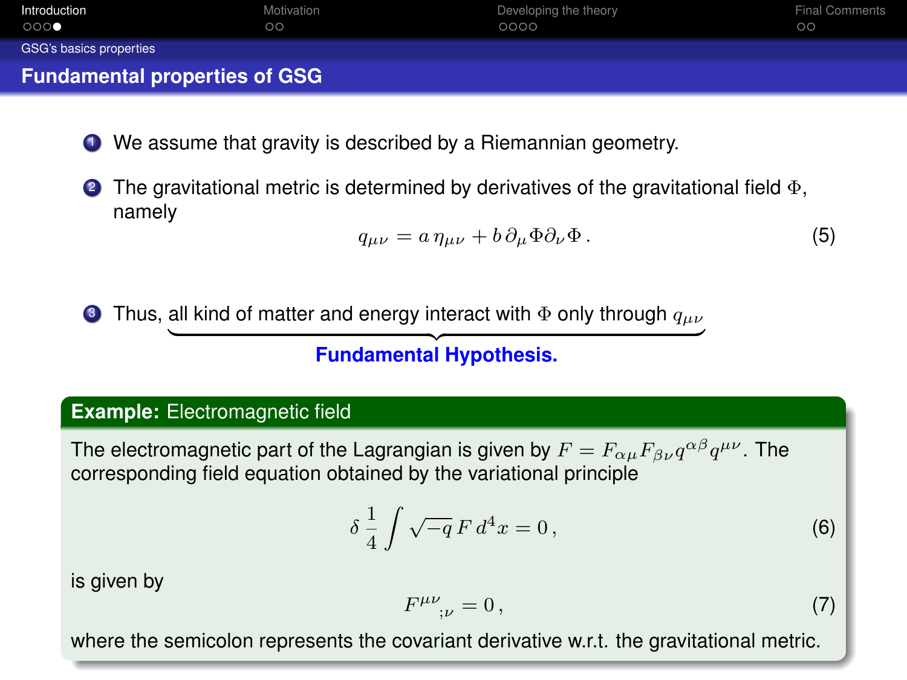## Fundamental properties of GSG

1. We assume that gravity is described by a Riemannian geometry.
2. The gravitational metric is determined by derivatives of the gravitational field $\Phi$, namely
$$q_{\mu\nu} = a\,\eta_{\mu\nu} + b\,\partial_\mu\Phi\partial_\nu\Phi\,. \tag{5}$$
3. Thus, $\underbrace{\text{all kind of matter and energy interact with } \Phi \text{ only through } q_{\mu\nu}}_{\textbf{Fundamental Hypothesis.}}$

**Example:** Electromagnetic field

The electromagnetic part of the Lagrangian is given by $F = F_{\alpha\mu}F_{\beta\nu}q^{\alpha\beta}q^{\mu\nu}$. The corresponding field equation obtained by the variational principle

$$\delta\,\frac{1}{4}\int\sqrt{-q}\,F\,d^4x = 0\,, \tag{6}$$

is given by

$$F^{\mu\nu}{}_{;\nu} = 0\,, \tag{7}$$

where the semicolon represents the covariant derivative w.r.t. the gravitational metric.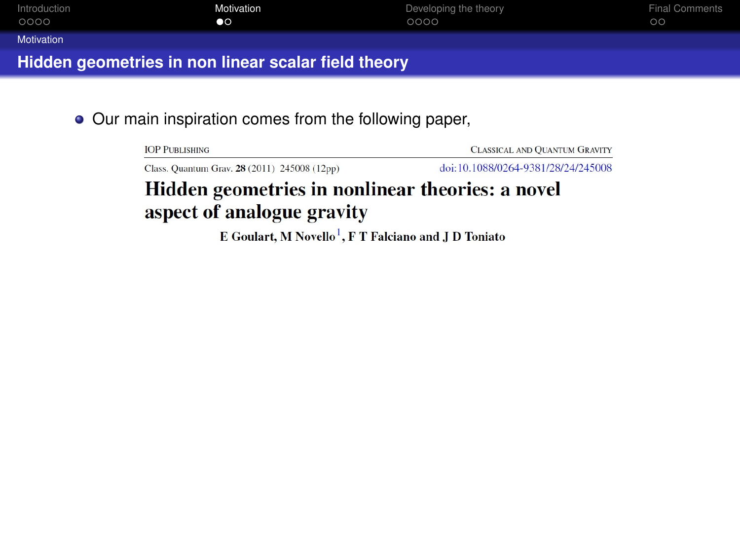## Hidden geometries in non linear scalar field theory

- Our main inspiration comes from the following paper,

IOP Publishing — Classical and Quantum Gravity

Class. Quantum Grav. **28** (2011) 245008 (12pp) — doi:10.1088/0264-9381/28/24/245008

**Hidden geometries in nonlinear theories: a novel aspect of analogue gravity**

**E Goulart, M Novello[1], F T Falciano and J D Toniato**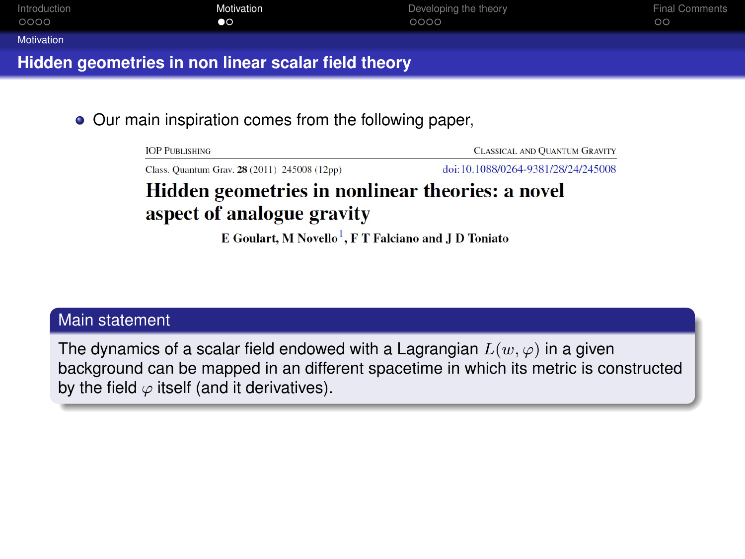## Hidden geometries in non linear scalar field theory

- Our main inspiration comes from the following paper,

IOP Publishing — Classical and Quantum Gravity

Class. Quantum Grav. **28** (2011) 245008 (12pp) doi:10.1088/0264-9381/28/24/245008

**Hidden geometries in nonlinear theories: a novel aspect of analogue gravity**

**E Goulart, M Novello[1], F T Falciano and J D Toniato**

### Main statement

The dynamics of a scalar field endowed with a Lagrangian $L(w, \varphi)$ in a given background can be mapped in an different spacetime in which its metric is constructed by the field $\varphi$ itself (and it derivatives).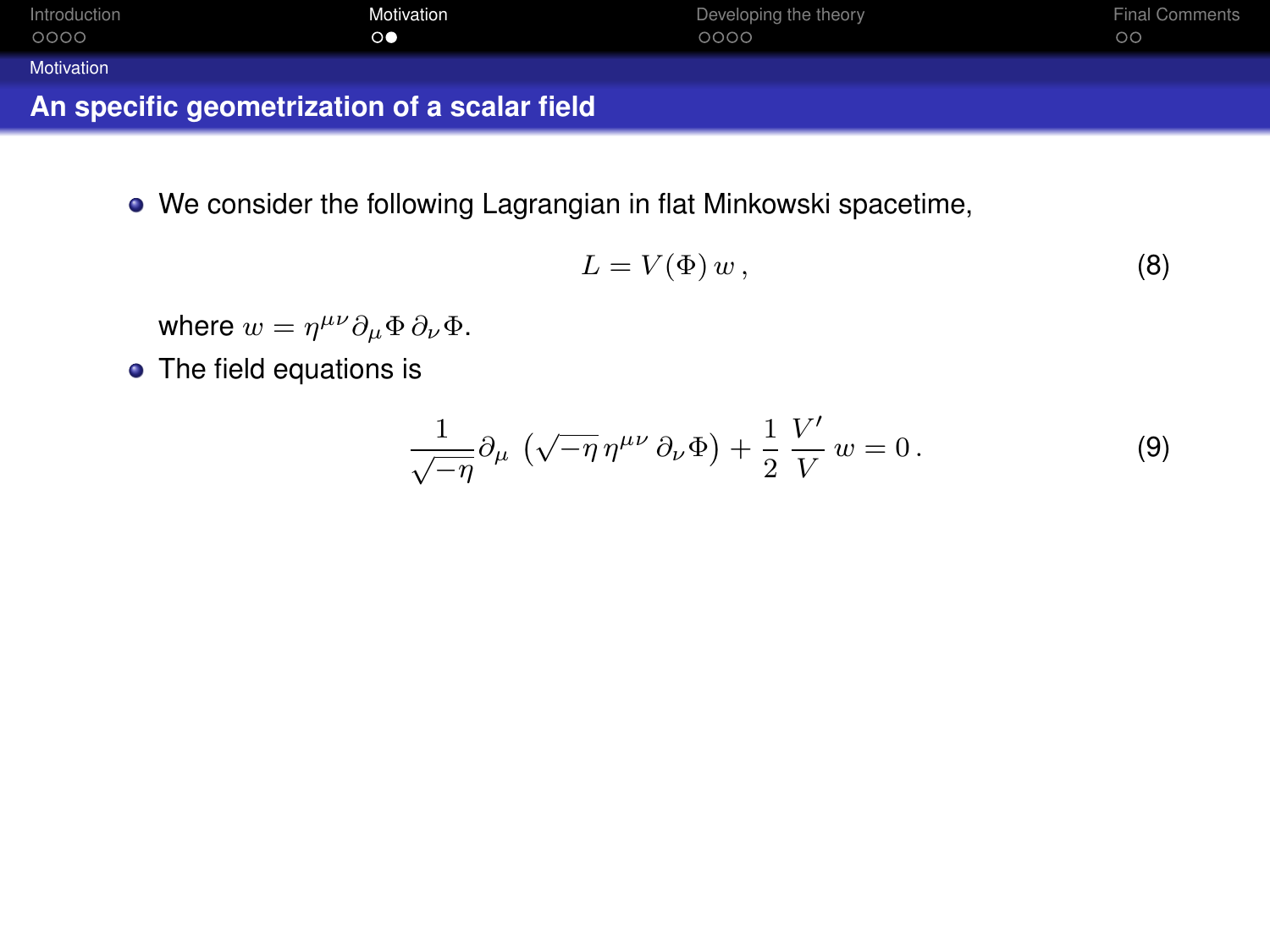## An specific geometrization of a scalar field

- We consider the following Lagrangian in flat Minkowski spacetime,

$$L = V(\Phi)\, w\,, \tag{8}$$

where $w = \eta^{\mu\nu}\partial_\mu\Phi\,\partial_\nu\Phi$.

- The field equations is

$$\frac{1}{\sqrt{-\eta}}\partial_\mu\,\left(\sqrt{-\eta}\,\eta^{\mu\nu}\,\partial_\nu\Phi\right) + \frac{1}{2}\,\frac{V'}{V}\,w = 0\,. \tag{9}$$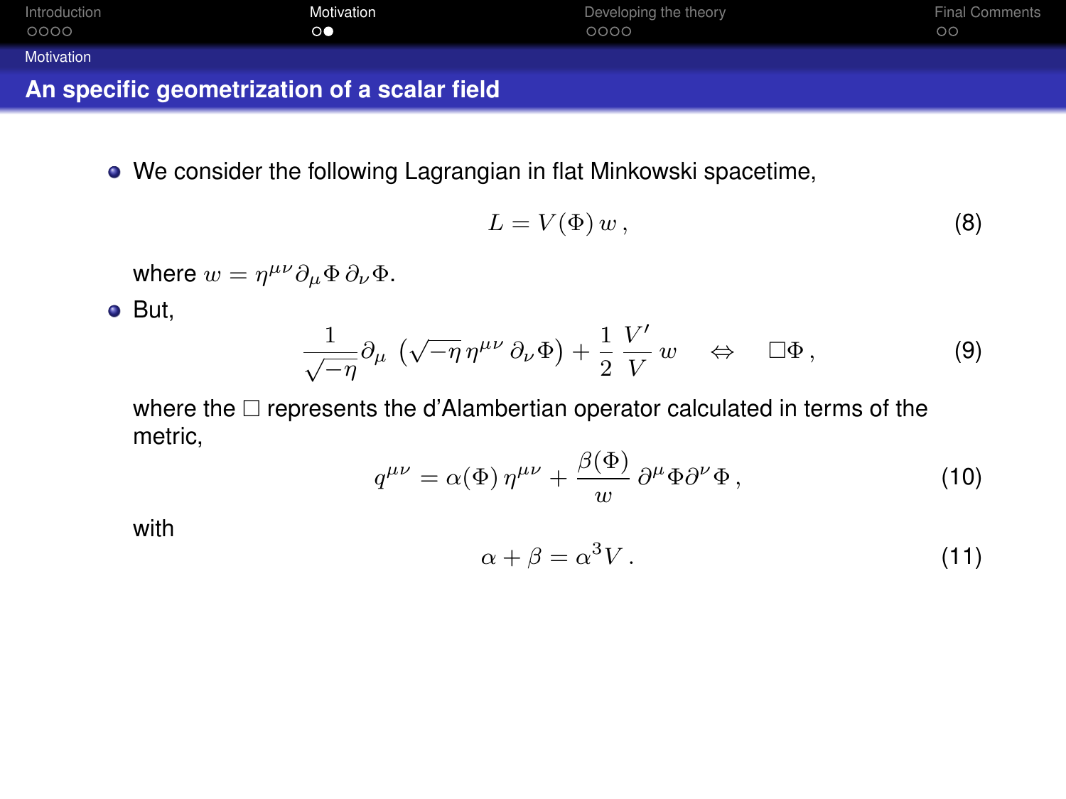## An specific geometrization of a scalar field

- We consider the following Lagrangian in flat Minkowski spacetime,

$$L = V(\Phi)\, w \,, \tag{8}$$

  where $w = \eta^{\mu\nu} \partial_\mu \Phi \, \partial_\nu \Phi$.

- But,

$$\frac{1}{\sqrt{-\eta}} \partial_\mu \left( \sqrt{-\eta}\, \eta^{\mu\nu}\, \partial_\nu \Phi \right) + \frac{1}{2} \frac{V'}{V}\, w \quad \Leftrightarrow \quad \Box \Phi \,, \tag{9}$$

  where the $\Box$ represents the d'Alambertian operator calculated in terms of the metric,

$$q^{\mu\nu} = \alpha(\Phi)\, \eta^{\mu\nu} + \frac{\beta(\Phi)}{w}\, \partial^\mu \Phi \partial^\nu \Phi \,, \tag{10}$$

  with

$$\alpha + \beta = \alpha^3 V \,. \tag{11}$$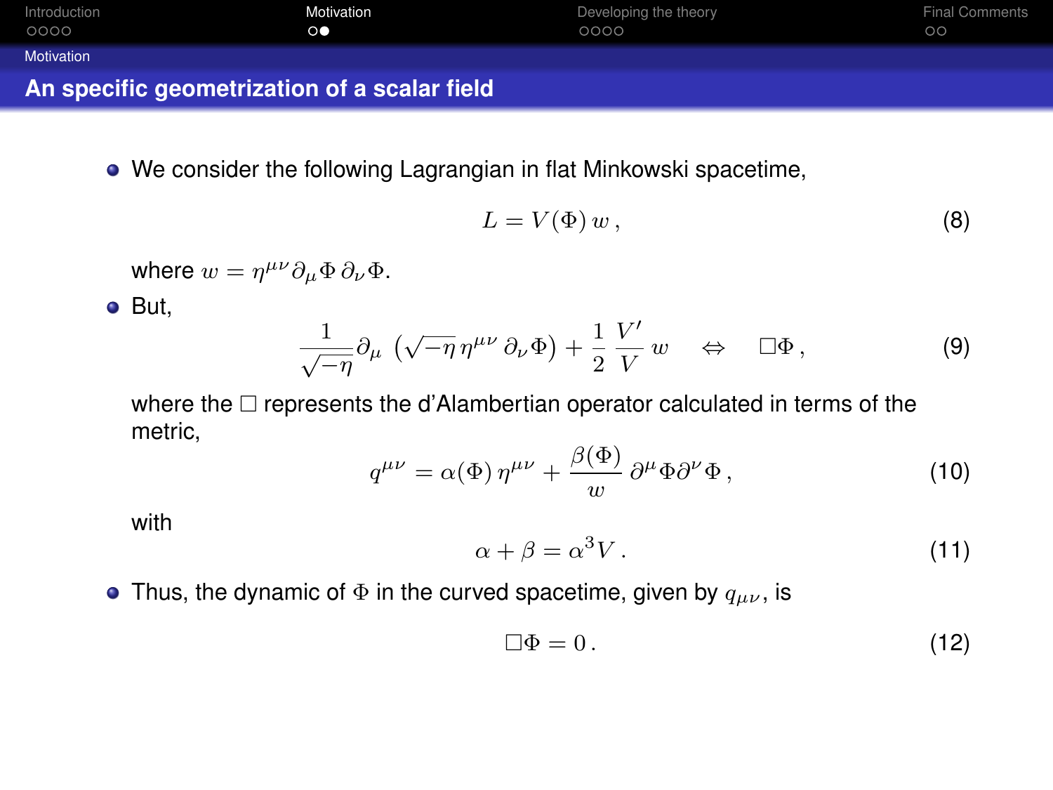## An specific geometrization of a scalar field

- We consider the following Lagrangian in flat Minkowski spacetime,

$$L = V(\Phi)\, w \,, \tag{8}$$

where $w = \eta^{\mu\nu} \partial_\mu \Phi \, \partial_\nu \Phi$.

- But,

$$\frac{1}{\sqrt{-\eta}} \partial_\mu \left( \sqrt{-\eta}\, \eta^{\mu\nu}\, \partial_\nu \Phi \right) + \frac{1}{2} \frac{V'}{V}\, w \quad \Leftrightarrow \quad \Box \Phi \,, \tag{9}$$

where the $\Box$ represents the d'Alambertian operator calculated in terms of the metric,

$$q^{\mu\nu} = \alpha(\Phi)\, \eta^{\mu\nu} + \frac{\beta(\Phi)}{w}\, \partial^\mu \Phi \partial^\nu \Phi \,, \tag{10}$$

with

$$\alpha + \beta = \alpha^3 V \,. \tag{11}$$

- Thus, the dynamic of $\Phi$ in the curved spacetime, given by $q_{\mu\nu}$, is

$$\Box \Phi = 0 \,. \tag{12}$$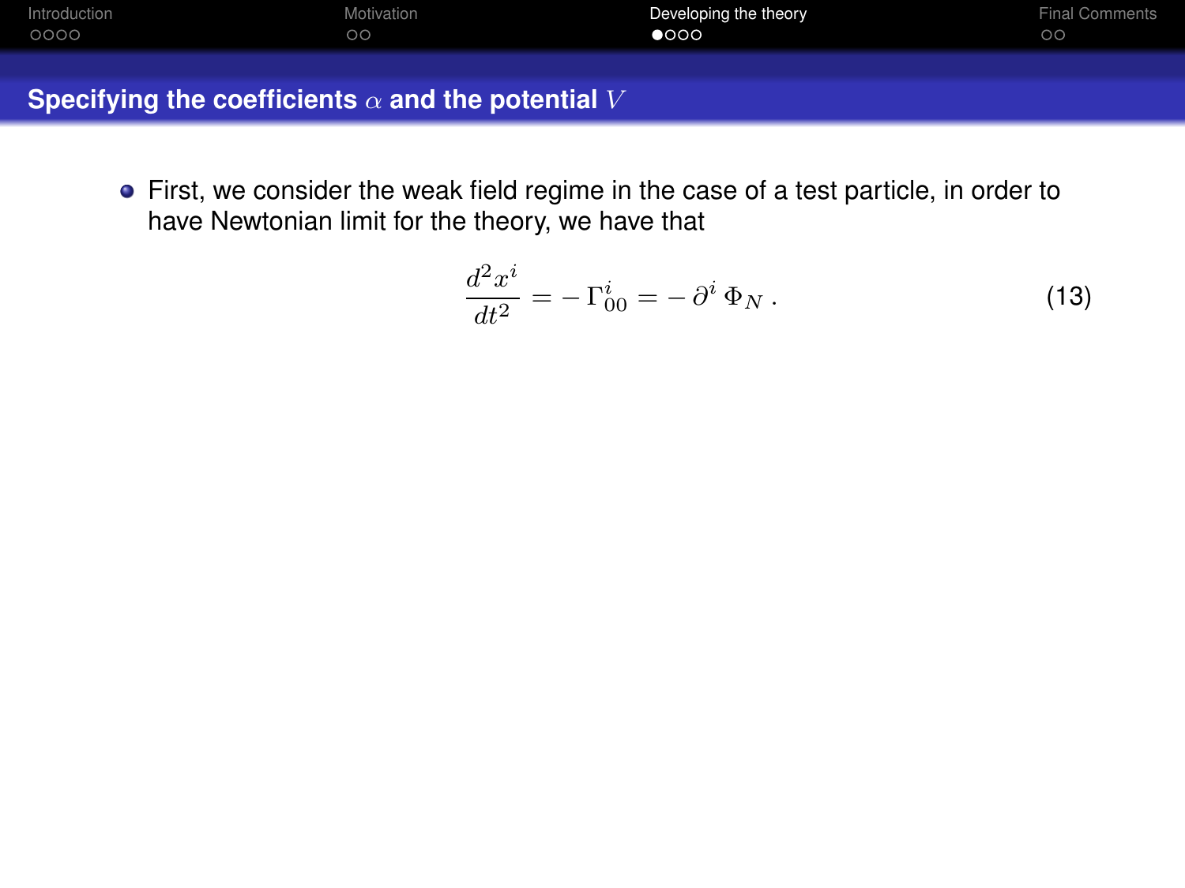## Specifying the coefficients $\alpha$ and the potential $V$

- First, we consider the weak field regime in the case of a test particle, in order to have Newtonian limit for the theory, we have that

$$\frac{d^2x^i}{dt^2} = -\,\Gamma^i_{00} = -\,\partial^i\,\Phi_N\,. \tag{13}$$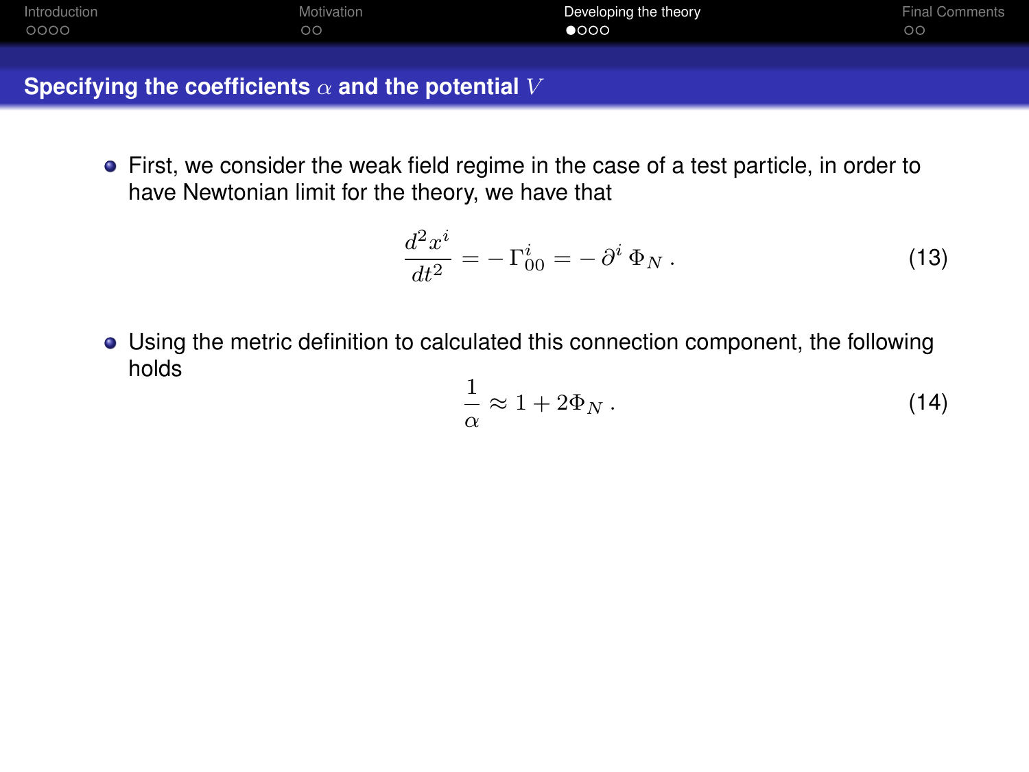## Specifying the coefficients $\alpha$ and the potential $V$

- First, we consider the weak field regime in the case of a test particle, in order to have Newtonian limit for the theory, we have that

$$\frac{d^2x^i}{dt^2} = -\,\Gamma^i_{00} = -\,\partial^i\,\Phi_N\,. \tag{13}$$

- Using the metric definition to calculated this connection component, the following holds

$$\frac{1}{\alpha} \approx 1 + 2\Phi_N\,. \tag{14}$$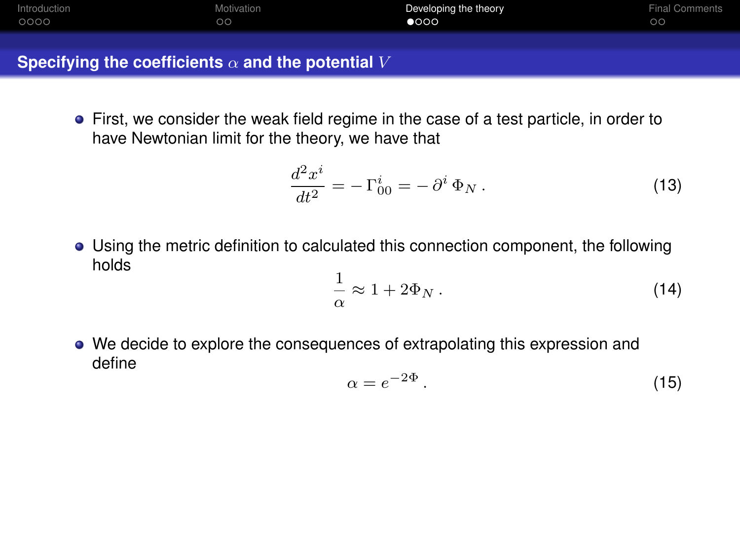## Specifying the coefficients $\alpha$ and the potential $V$

- First, we consider the weak field regime in the case of a test particle, in order to have Newtonian limit for the theory, we have that

$$\frac{d^2x^i}{dt^2} = -\,\Gamma^i_{00} = -\,\partial^i\,\Phi_N\,. \tag{13}$$

- Using the metric definition to calculated this connection component, the following holds

$$\frac{1}{\alpha} \approx 1 + 2\Phi_N\,. \tag{14}$$

- We decide to explore the consequences of extrapolating this expression and define

$$\alpha = e^{-2\Phi}\,. \tag{15}$$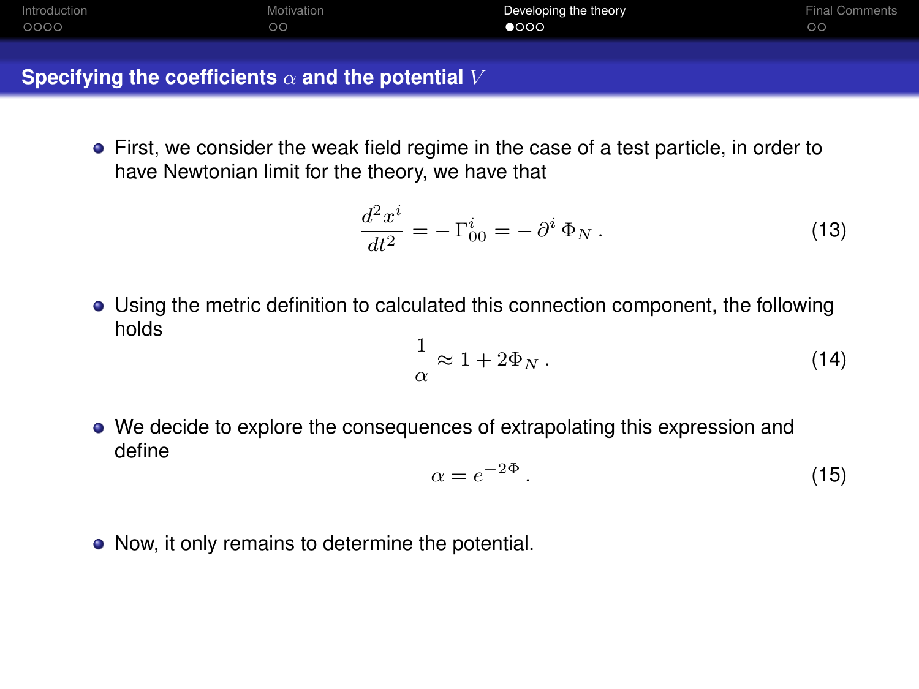## Specifying the coefficients $\alpha$ and the potential $V$

- First, we consider the weak field regime in the case of a test particle, in order to have Newtonian limit for the theory, we have that

$$\frac{d^2 x^i}{dt^2} = -\,\Gamma^i_{00} = -\,\partial^i\,\Phi_N\,. \tag{13}$$

- Using the metric definition to calculated this connection component, the following holds

$$\frac{1}{\alpha} \approx 1 + 2\Phi_N\,. \tag{14}$$

- We decide to explore the consequences of extrapolating this expression and define

$$\alpha = e^{-2\Phi}\,. \tag{15}$$

- Now, it only remains to determine the potential.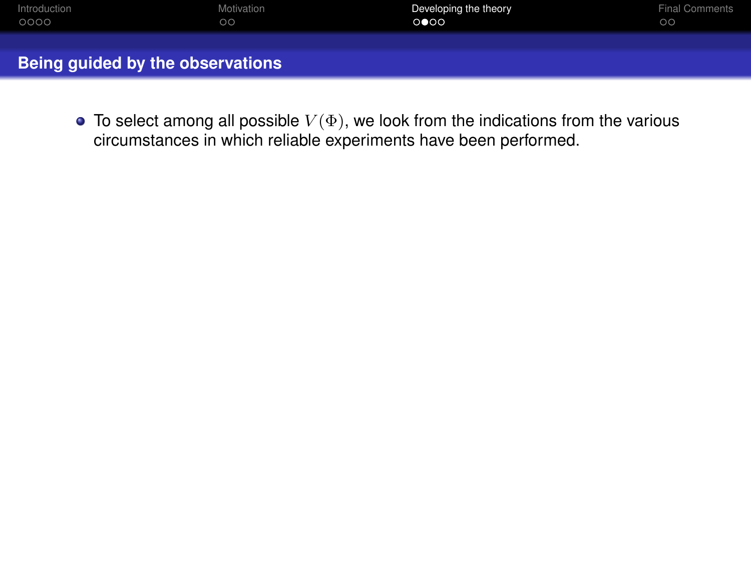## Being guided by the observations

- To select among all possible $V(\Phi)$, we look from the indications from the various circumstances in which reliable experiments have been performed.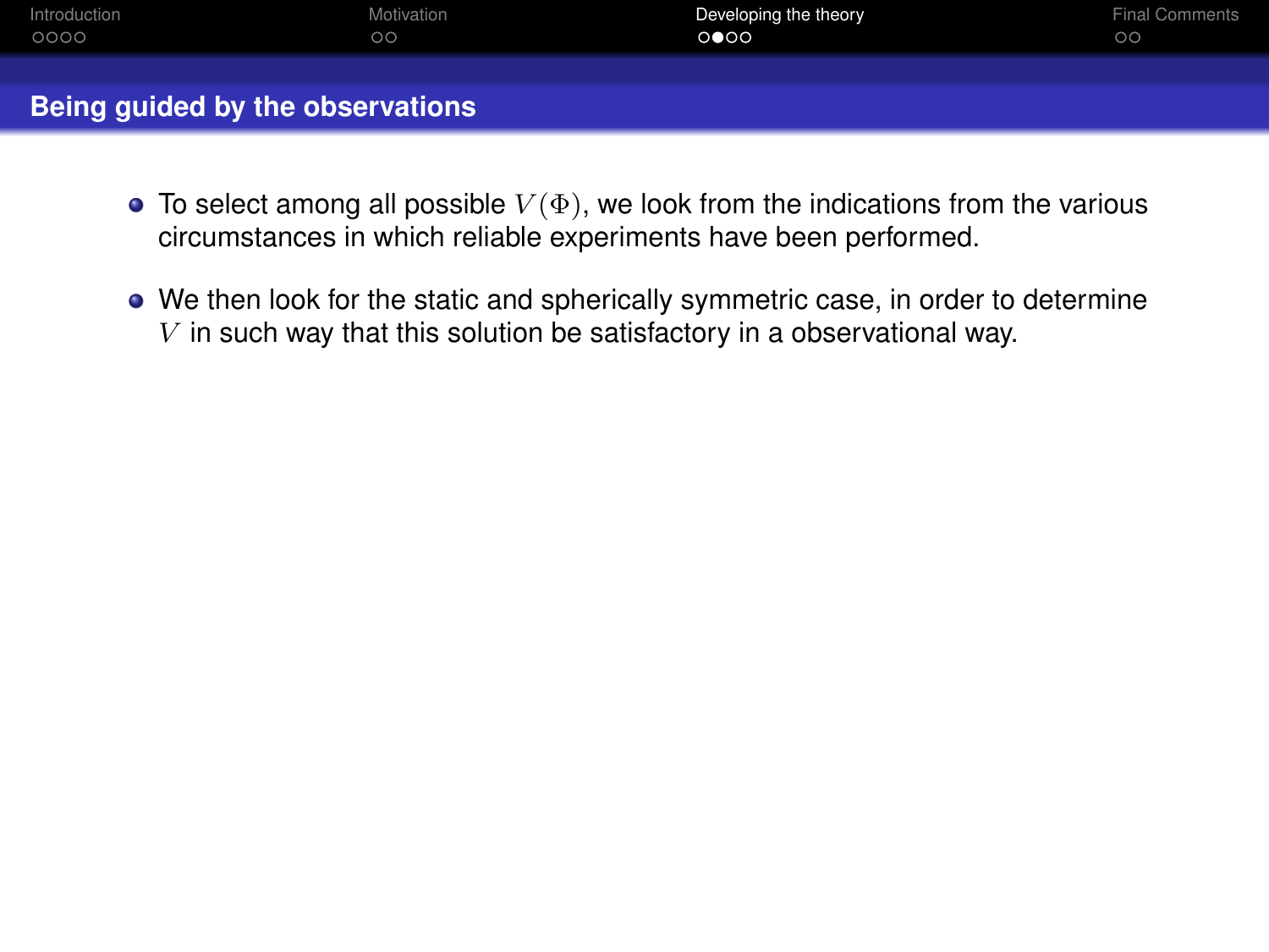## Being guided by the observations

- To select among all possible $V(\Phi)$, we look from the indications from the various circumstances in which reliable experiments have been performed.
- We then look for the static and spherically symmetric case, in order to determine $V$ in such way that this solution be satisfactory in a observational way.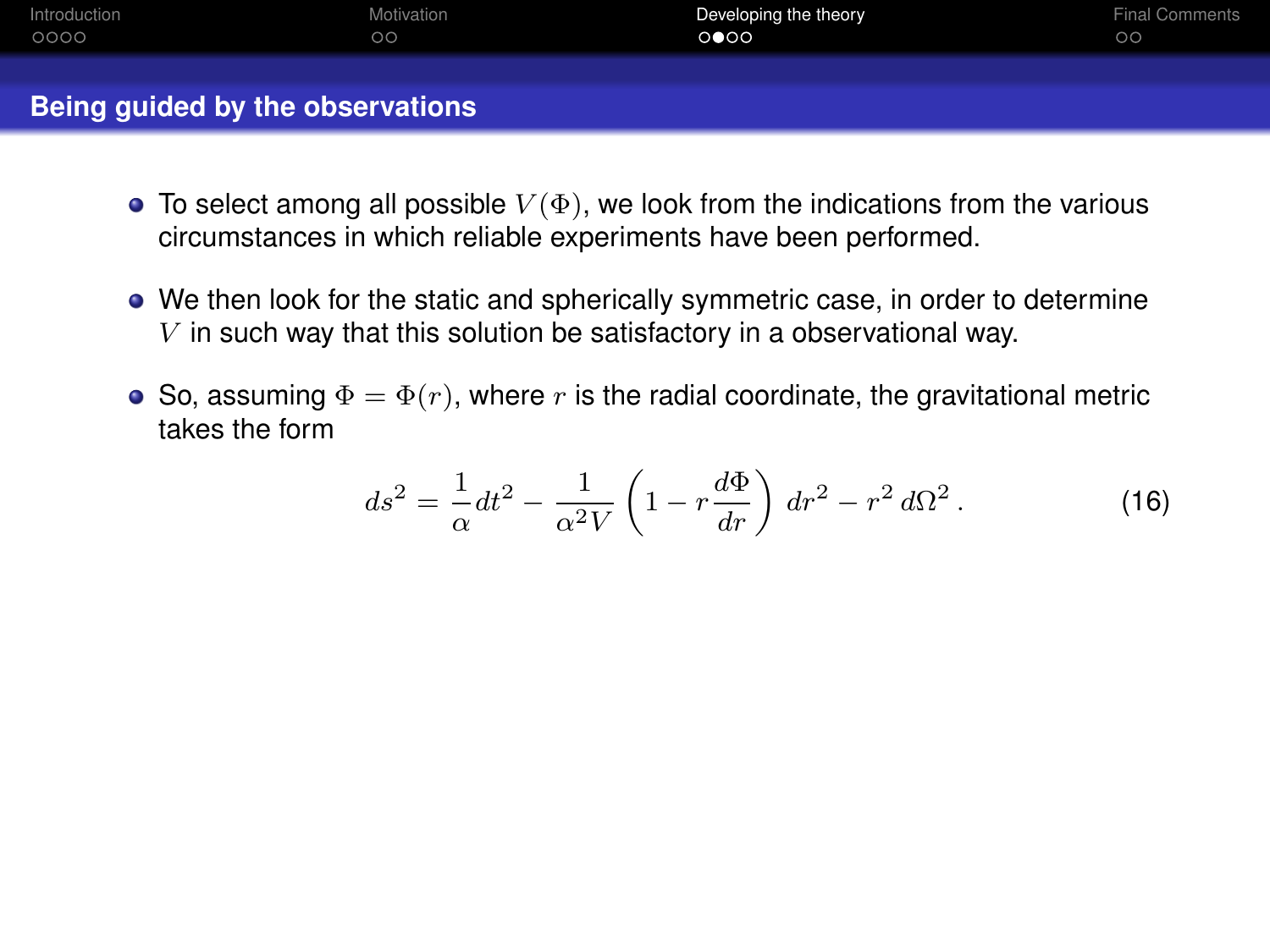## Being guided by the observations

- To select among all possible $V(\Phi)$, we look from the indications from the various circumstances in which reliable experiments have been performed.
- We then look for the static and spherically symmetric case, in order to determine $V$ in such way that this solution be satisfactory in a observational way.
- So, assuming $\Phi = \Phi(r)$, where $r$ is the radial coordinate, the gravitational metric takes the form

$$ds^2 = \frac{1}{\alpha} dt^2 - \frac{1}{\alpha^2 V} \left( 1 - r \frac{d\Phi}{dr} \right) dr^2 - r^2 \, d\Omega^2 \,. \tag{16}$$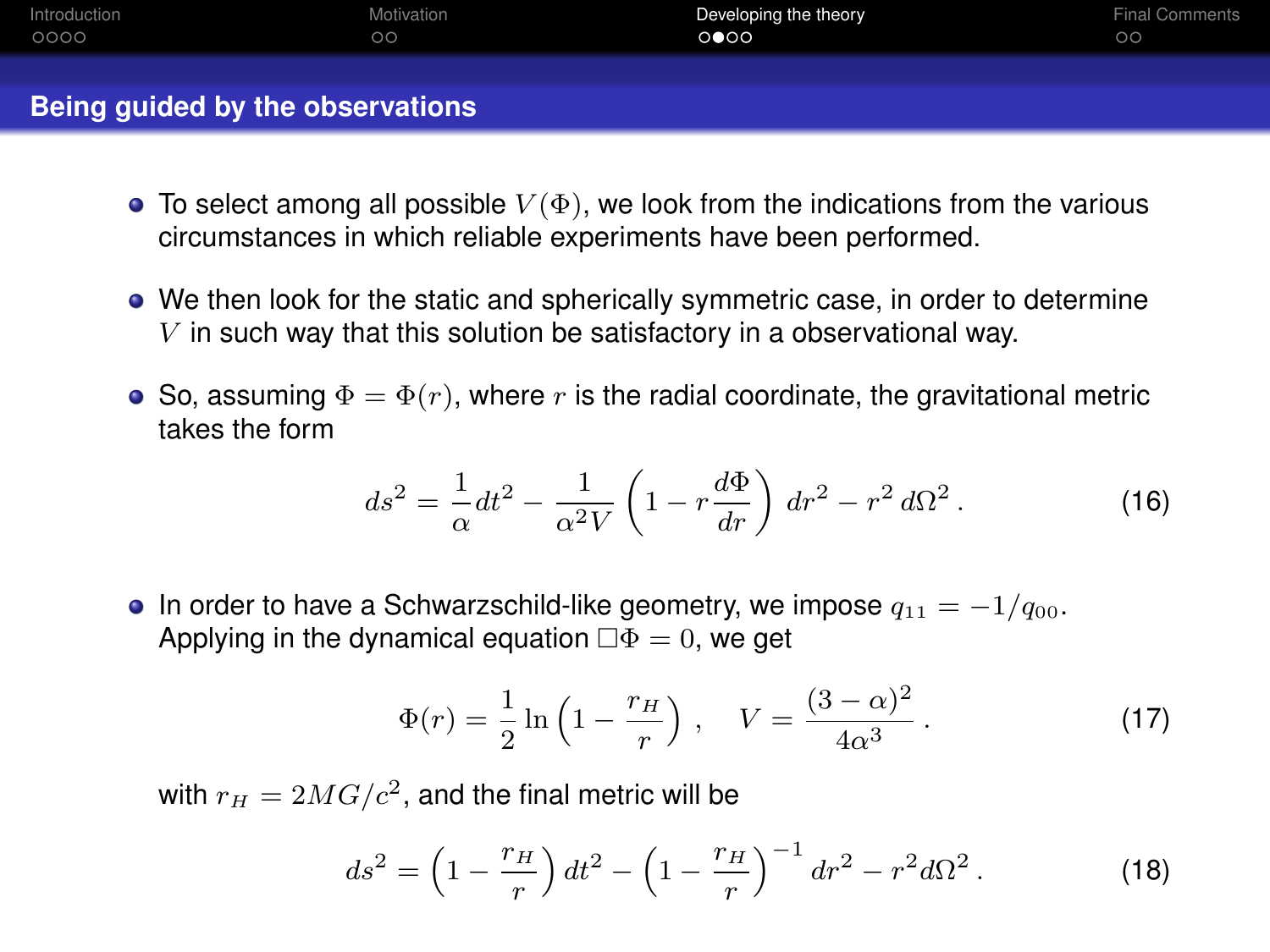## Being guided by the observations

- To select among all possible $V(\Phi)$, we look from the indications from the various circumstances in which reliable experiments have been performed.
- We then look for the static and spherically symmetric case, in order to determine $V$ in such way that this solution be satisfactory in a observational way.
- So, assuming $\Phi = \Phi(r)$, where $r$ is the radial coordinate, the gravitational metric takes the form

$$ds^2 = \frac{1}{\alpha} dt^2 - \frac{1}{\alpha^2 V}\left(1 - r\frac{d\Phi}{dr}\right) dr^2 - r^2\, d\Omega^2 \,. \tag{16}$$

- In order to have a Schwarzschild-like geometry, we impose $q_{11} = -1/q_{00}$. Applying in the dynamical equation $\Box\Phi = 0$, we get

$$\Phi(r) = \frac{1}{2}\ln\left(1 - \frac{r_H}{r}\right)\,, \quad V = \frac{(3-\alpha)^2}{4\alpha^3}\,. \tag{17}$$

  with $r_H = 2MG/c^2$, and the final metric will be

$$ds^2 = \left(1 - \frac{r_H}{r}\right) dt^2 - \left(1 - \frac{r_H}{r}\right)^{-1} dr^2 - r^2 d\Omega^2 \,. \tag{18}$$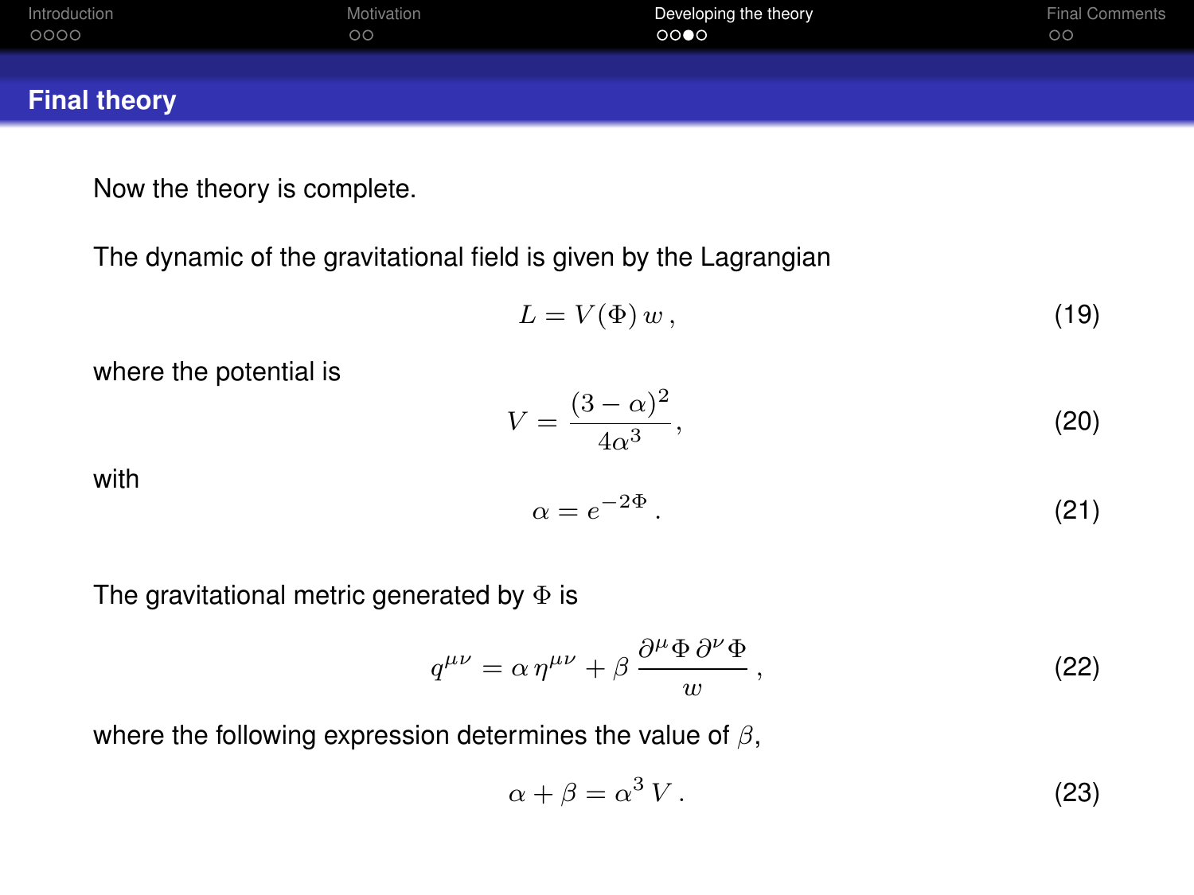## Final theory

Now the theory is complete.

The dynamic of the gravitational field is given by the Lagrangian

$$L = V(\Phi)\, w\,, \tag{19}$$

where the potential is

$$V = \frac{(3-\alpha)^2}{4\alpha^3}, \tag{20}$$

with

$$\alpha = e^{-2\Phi}\,. \tag{21}$$

The gravitational metric generated by $\Phi$ is

$$q^{\mu\nu} = \alpha\, \eta^{\mu\nu} + \beta\, \frac{\partial^\mu \Phi\, \partial^\nu \Phi}{w}\,, \tag{22}$$

where the following expression determines the value of $\beta$,

$$\alpha + \beta = \alpha^3\, V\,. \tag{23}$$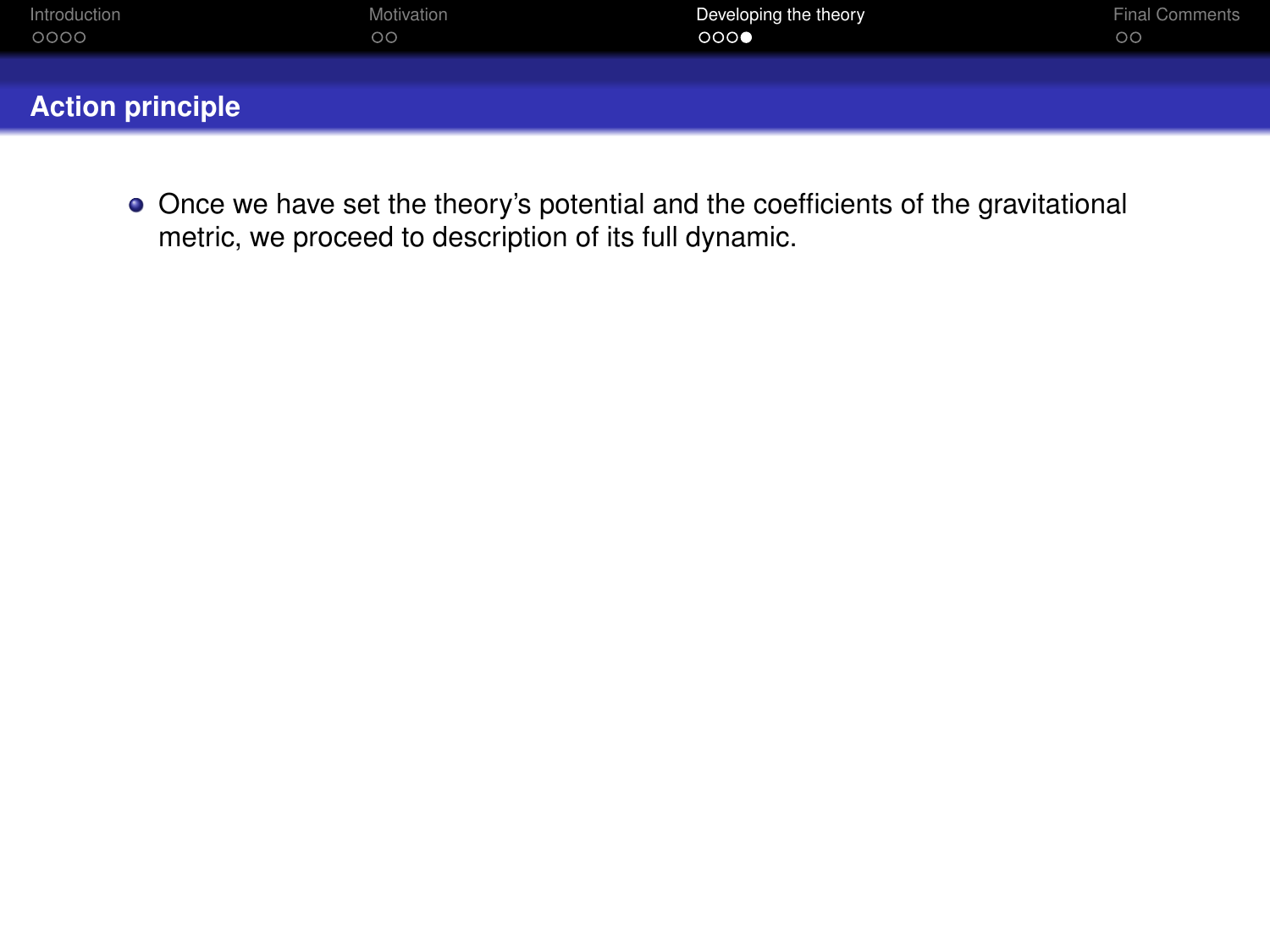## Action principle

- Once we have set the theory's potential and the coefficients of the gravitational metric, we proceed to description of its full dynamic.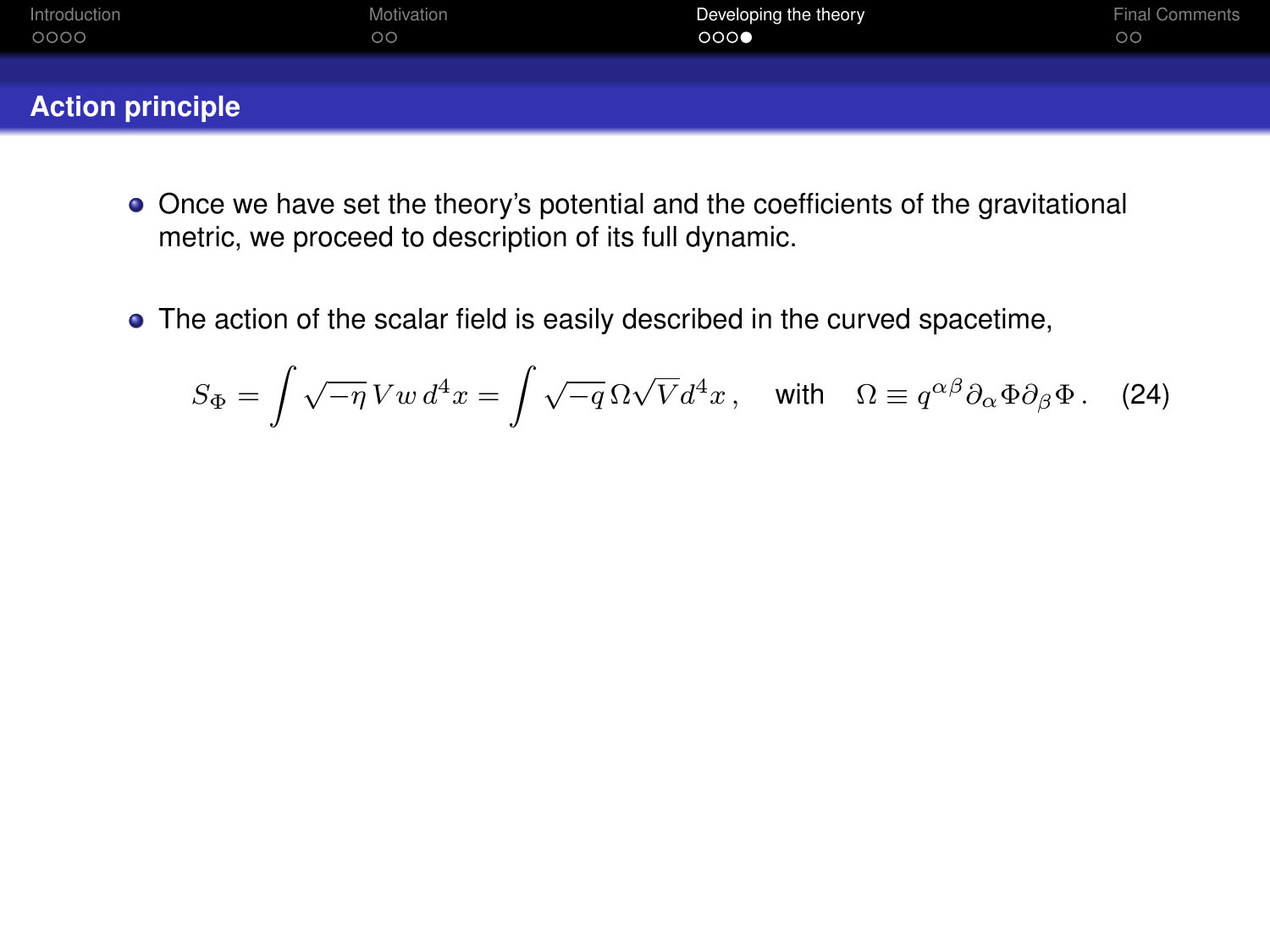## Action principle

- Once we have set the theory's potential and the coefficients of the gravitational metric, we proceed to description of its full dynamic.

- The action of the scalar field is easily described in the curved spacetime,

$$S_\Phi = \int \sqrt{-\eta}\, V w \, d^4x = \int \sqrt{-q}\, \Omega \sqrt{V} d^4x \,, \quad \text{with} \quad \Omega \equiv q^{\alpha\beta} \partial_\alpha \Phi \partial_\beta \Phi \,. \quad (24)$$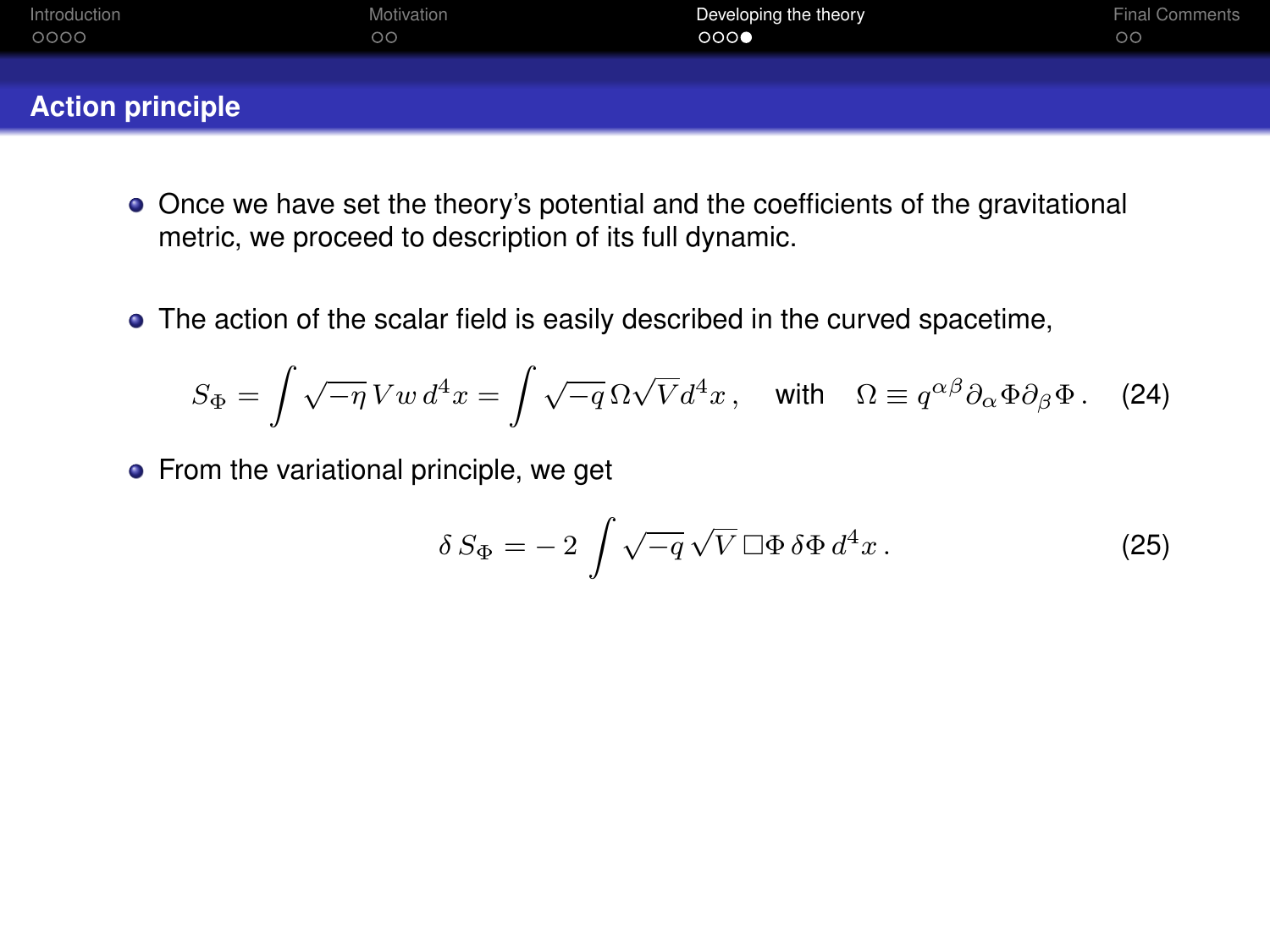## Action principle

- Once we have set the theory's potential and the coefficients of the gravitational metric, we proceed to description of its full dynamic.

- The action of the scalar field is easily described in the curved spacetime,

$$S_\Phi = \int \sqrt{-\eta}\, V w \, d^4x = \int \sqrt{-q}\, \Omega \sqrt{V} d^4x \, , \quad \text{with} \quad \Omega \equiv q^{\alpha\beta} \partial_\alpha \Phi \partial_\beta \Phi \, . \tag{24}$$

- From the variational principle, we get

$$\delta \, S_\Phi = -\, 2 \int \sqrt{-q} \, \sqrt{V} \, \Box \Phi \, \delta\Phi \, d^4x \, . \tag{25}$$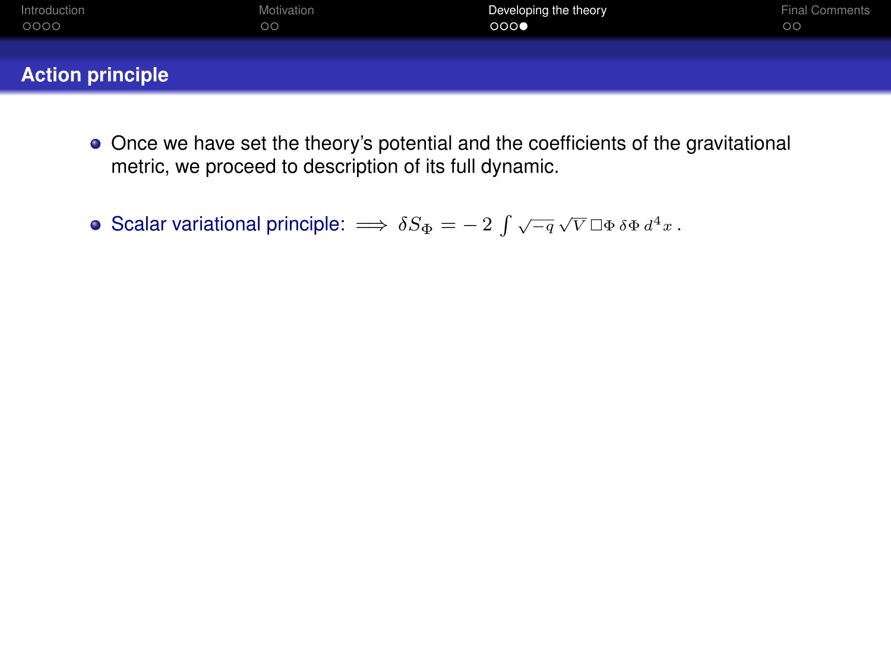## Action principle

- Once we have set the theory's potential and the coefficients of the gravitational metric, we proceed to description of its full dynamic.

- Scalar variational principle: $\Longrightarrow \; \delta S_{\Phi} = -\,2 \int \sqrt{-q}\,\sqrt{V}\,\Box\Phi\,\delta\Phi\,d^4x\,.$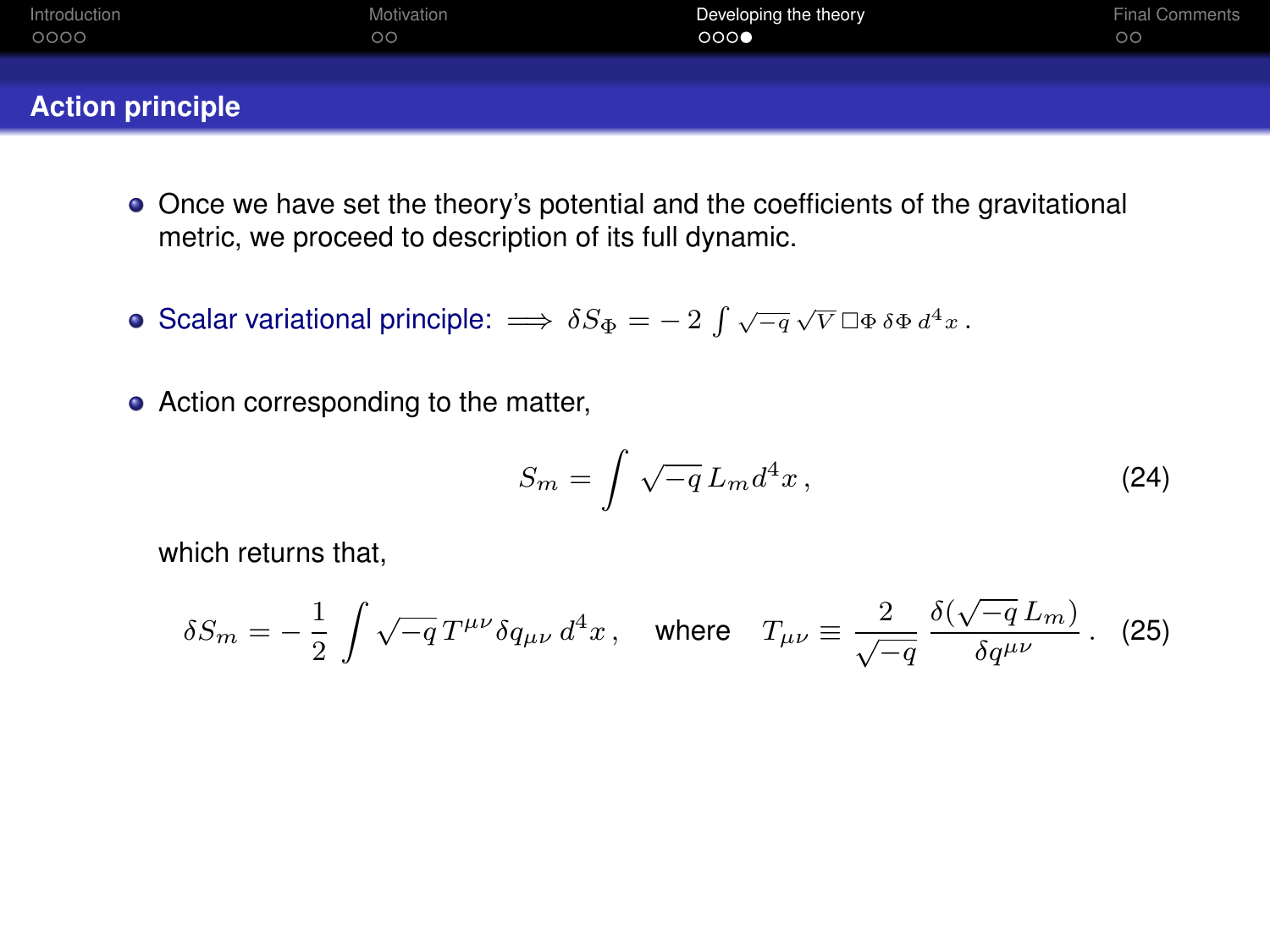## Action principle

- Once we have set the theory's potential and the coefficients of the gravitational metric, we proceed to description of its full dynamic.

- Scalar variational principle: $\Longrightarrow \; \delta S_\Phi = -\,2 \int \sqrt{-q}\,\sqrt{V}\,\Box\Phi\,\delta\Phi\,d^4x\,.$

- Action corresponding to the matter,

$$S_m = \int \sqrt{-q}\,L_m d^4x\,, \tag{24}$$

which returns that,

$$\delta S_m = -\,\frac{1}{2}\int \sqrt{-q}\,T^{\mu\nu}\,\delta q_{\mu\nu}\,d^4x\,, \quad \text{where} \quad T_{\mu\nu} \equiv \frac{2}{\sqrt{-q}}\,\frac{\delta(\sqrt{-q}\,L_m)}{\delta q^{\mu\nu}}\,. \tag{25}$$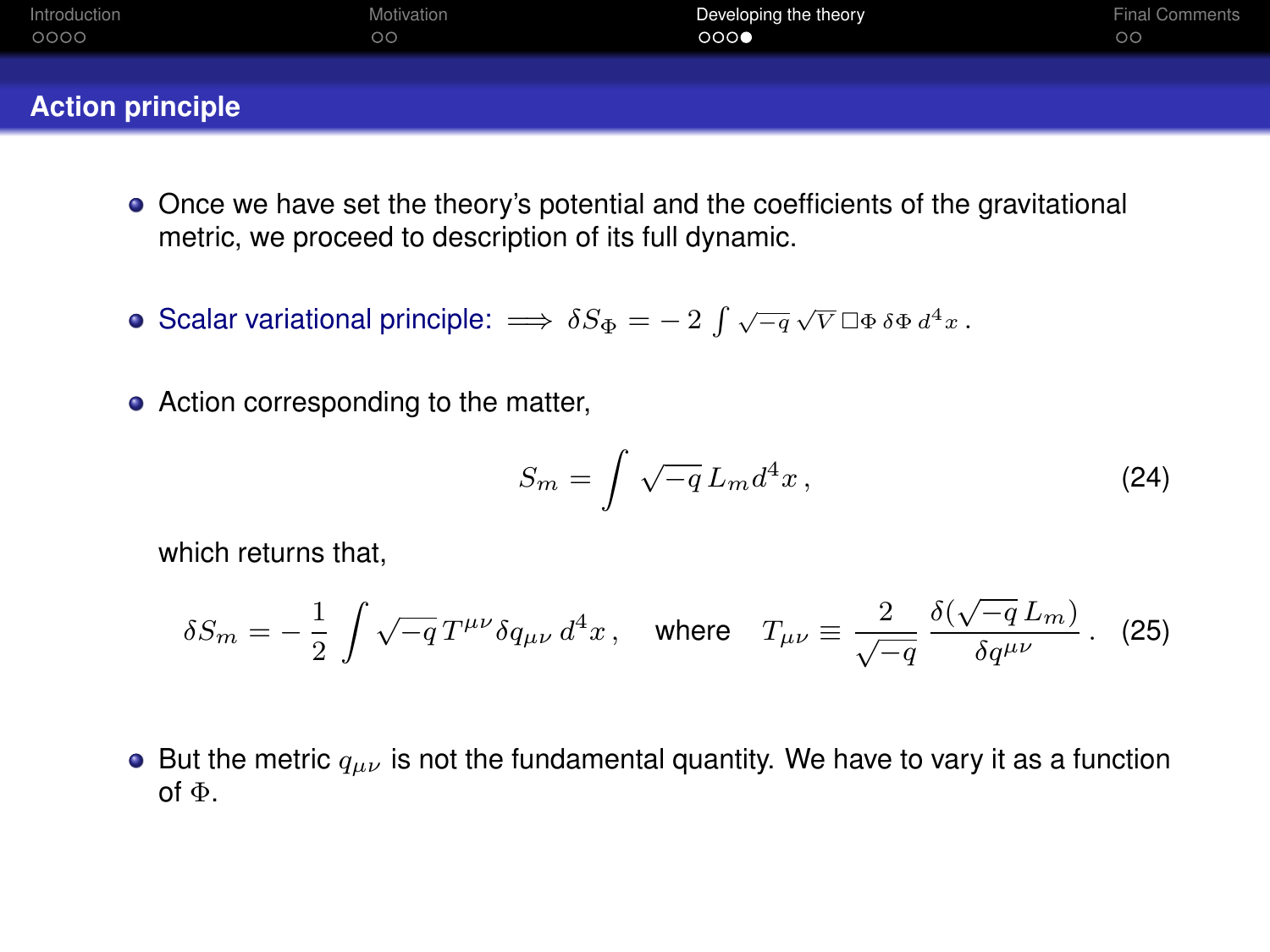## Action principle

- Once we have set the theory's potential and the coefficients of the gravitational metric, we proceed to description of its full dynamic.

- Scalar variational principle: $\Longrightarrow \delta S_\Phi = -2 \int \sqrt{-q}\,\sqrt{V}\,\Box\Phi\,\delta\Phi\,d^4x\,.$

- Action corresponding to the matter,

$$S_m = \int \sqrt{-q}\,L_m d^4x\,, \tag{24}$$

  which returns that,

$$\delta S_m = -\frac{1}{2}\int \sqrt{-q}\,T^{\mu\nu}\delta q_{\mu\nu}\,d^4x\,, \quad \text{where} \quad T_{\mu\nu} \equiv \frac{2}{\sqrt{-q}}\,\frac{\delta(\sqrt{-q}\,L_m)}{\delta q^{\mu\nu}}\,. \tag{25}$$

- But the metric $q_{\mu\nu}$ is not the fundamental quantity. We have to vary it as a function of $\Phi$.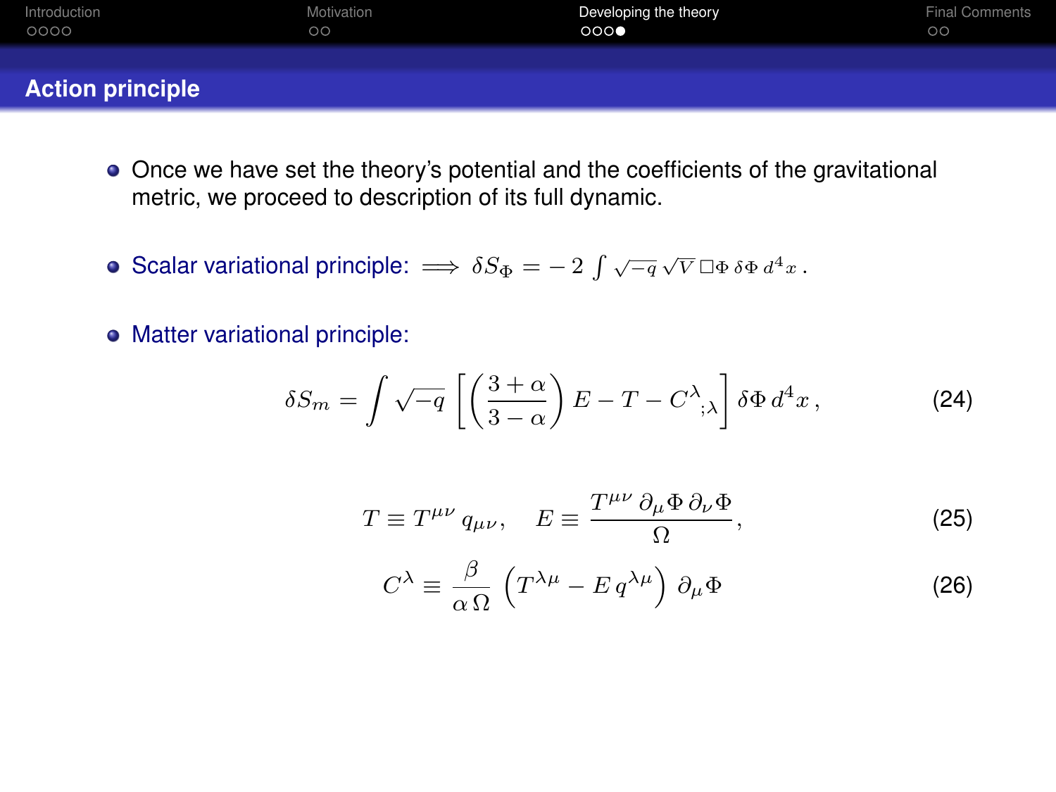## Action principle

- Once we have set the theory's potential and the coefficients of the gravitational metric, we proceed to description of its full dynamic.
- Scalar variational principle: $\Longrightarrow \; \delta S_\Phi = -\,2 \int \sqrt{-q}\,\sqrt{V}\,\Box\Phi\,\delta\Phi\,d^4x\,.$
- Matter variational principle:

$$
\delta S_m = \int \sqrt{-q}\,\left[\left(\frac{3+\alpha}{3-\alpha}\right) E - T - C^{\lambda}{}_{;\lambda}\right] \delta\Phi\, d^4x\,, \tag{24}
$$

$$
T \equiv T^{\mu\nu}\,q_{\mu\nu}\,, \quad E \equiv \frac{T^{\mu\nu}\,\partial_\mu\Phi\,\partial_\nu\Phi}{\Omega}\,, \tag{25}
$$

$$
C^{\lambda} \equiv \frac{\beta}{\alpha\,\Omega}\,\left(T^{\lambda\mu} - E\,q^{\lambda\mu}\right)\,\partial_\mu\Phi \tag{26}
$$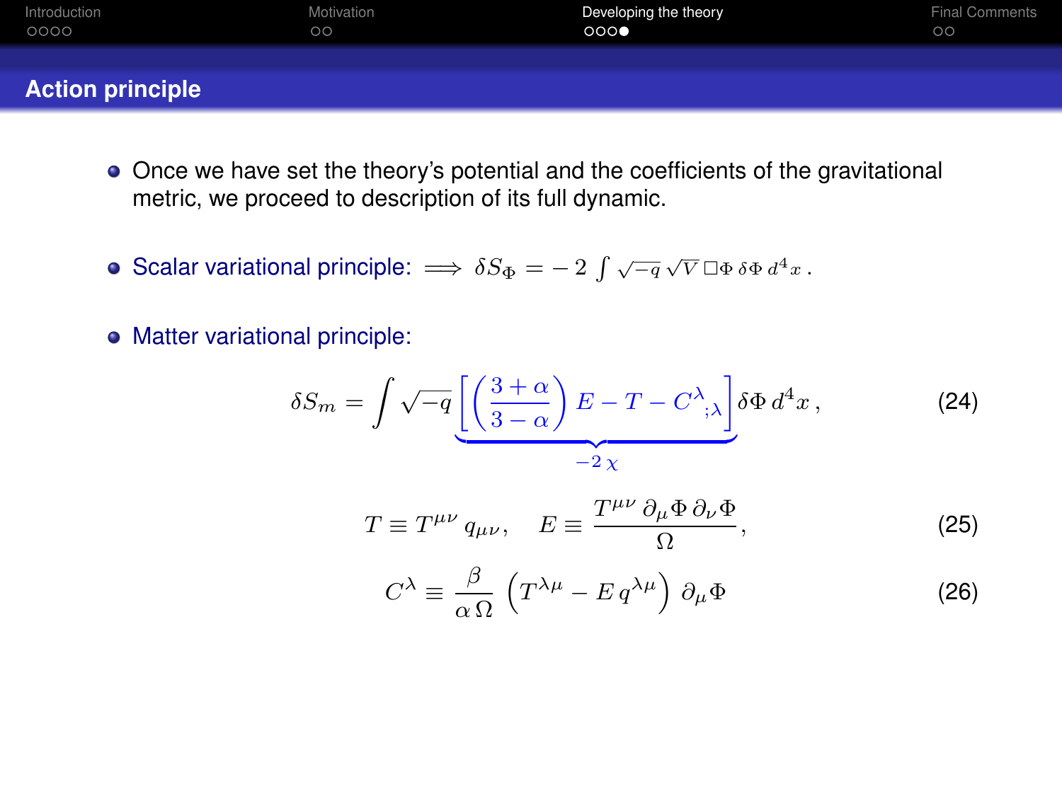## Action principle

- Once we have set the theory's potential and the coefficients of the gravitational metric, we proceed to description of its full dynamic.

- Scalar variational principle: $\Longrightarrow \; \delta S_\Phi = -2 \int \sqrt{-q}\, \sqrt{V}\, \Box\Phi \, \delta\Phi \, d^4x \,.$

- Matter variational principle:

$$\delta S_m = \int \sqrt{-q} \underbrace{\left[ \left( \frac{3+\alpha}{3-\alpha} \right) E - T - C^{\lambda}{}_{;\lambda} \right]}_{-2\,\chi} \delta\Phi \, d^4x \,, \tag{24}$$

$$T \equiv T^{\mu\nu}\, q_{\mu\nu} \,, \quad E \equiv \frac{T^{\mu\nu}\, \partial_\mu\Phi \, \partial_\nu\Phi}{\Omega} \,, \tag{25}$$

$$C^{\lambda} \equiv \frac{\beta}{\alpha\,\Omega} \left( T^{\lambda\mu} - E\, q^{\lambda\mu} \right) \partial_\mu\Phi \tag{26}$$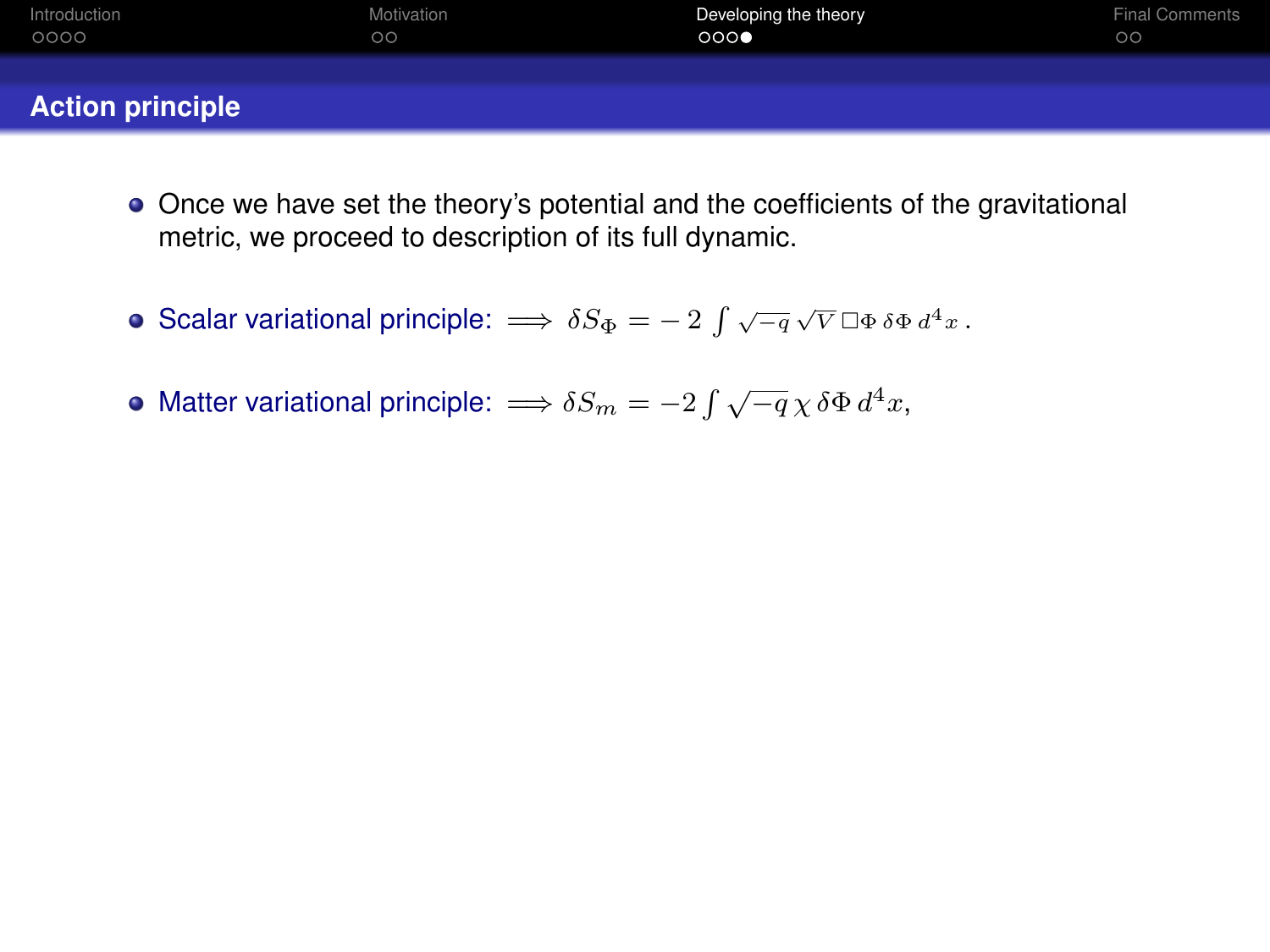## Action principle

- Once we have set the theory's potential and the coefficients of the gravitational metric, we proceed to description of its full dynamic.
- Scalar variational principle: $\Longrightarrow \delta S_\Phi = -\,2 \int \sqrt{-q}\,\sqrt{V}\,\Box\Phi\,\delta\Phi\,d^4x\,.$
- Matter variational principle: $\Longrightarrow \delta S_m = -2 \int \sqrt{-q}\,\chi\,\delta\Phi\,d^4x,$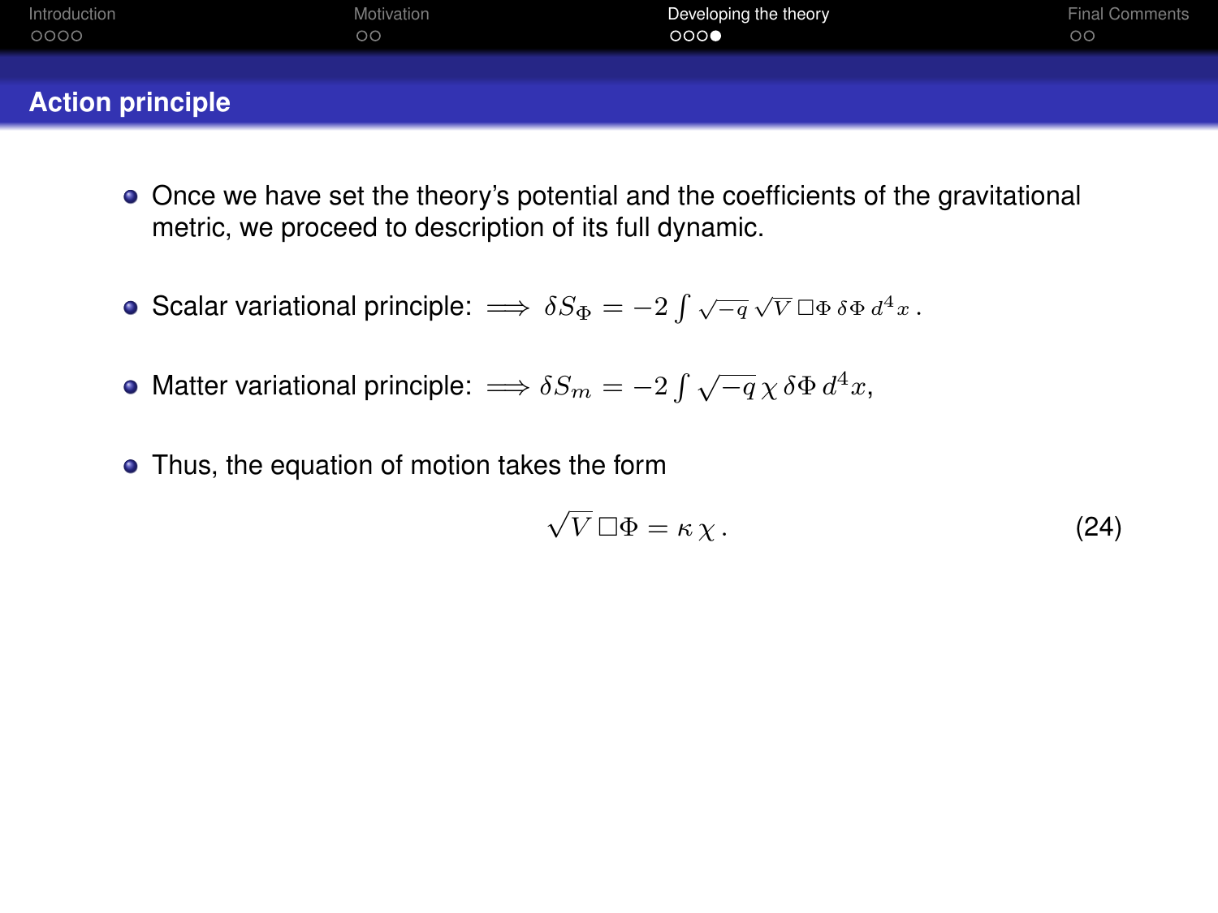## Action principle

- Once we have set the theory's potential and the coefficients of the gravitational metric, we proceed to description of its full dynamic.
- Scalar variational principle: $\implies \delta S_\Phi = -2\int \sqrt{-q}\,\sqrt{V}\,\Box\Phi\,\delta\Phi\,d^4x\,.$
- Matter variational principle: $\implies \delta S_m = -2\int \sqrt{-q}\,\chi\,\delta\Phi\,d^4x,$
- Thus, the equation of motion takes the form

$$\sqrt{V}\,\Box\Phi = \kappa\,\chi\,. \tag{24}$$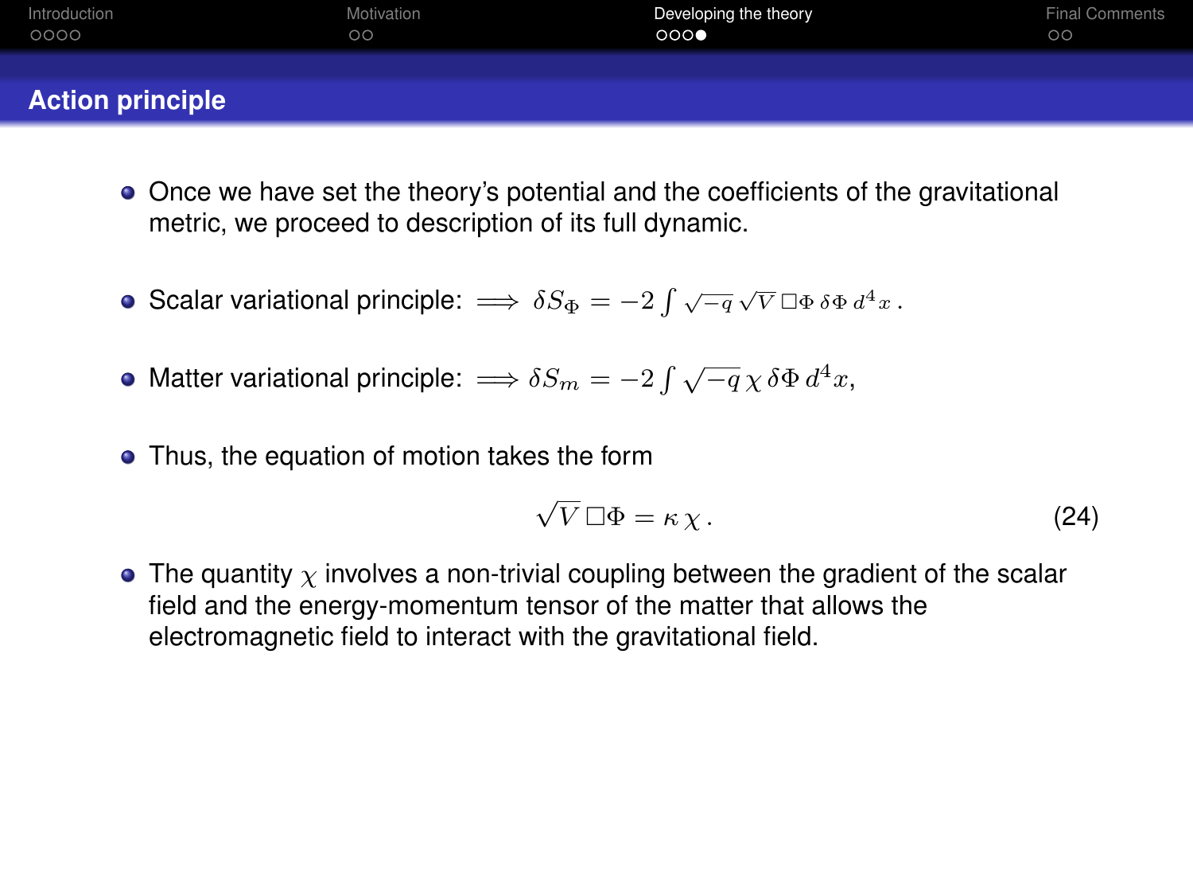## Action principle

- Once we have set the theory's potential and the coefficients of the gravitational metric, we proceed to description of its full dynamic.
- Scalar variational principle: $\Longrightarrow \; \delta S_\Phi = -2 \int \sqrt{-q}\, \sqrt{V}\, \Box\Phi \,\delta\Phi\, d^4x \,.$
- Matter variational principle: $\Longrightarrow \delta S_m = -2 \int \sqrt{-q}\, \chi\, \delta\Phi\, d^4x,$
- Thus, the equation of motion takes the form

$$\sqrt{V}\, \Box\Phi = \kappa\, \chi\,. \tag{24}$$

- The quantity $\chi$ involves a non-trivial coupling between the gradient of the scalar field and the energy-momentum tensor of the matter that allows the electromagnetic field to interact with the gravitational field.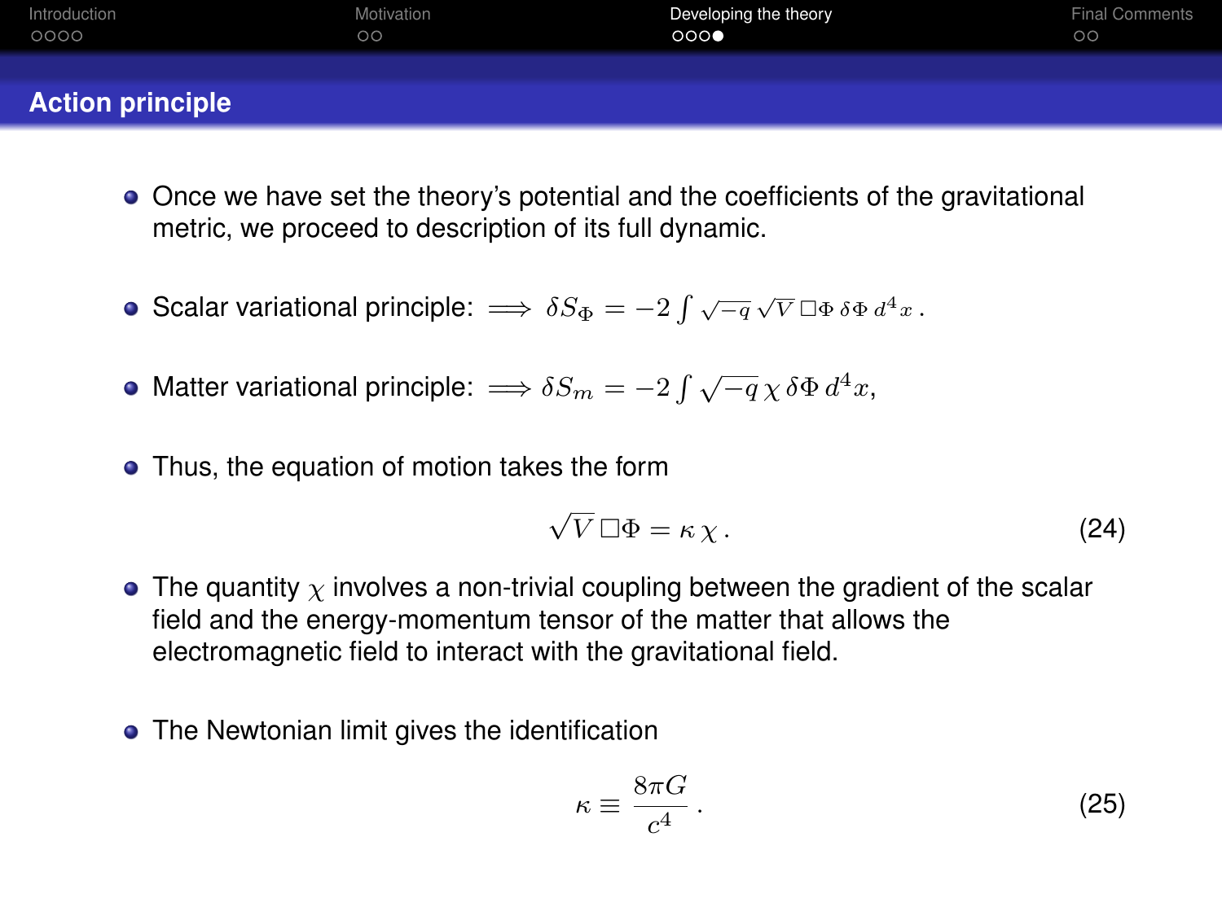## Action principle

- Once we have set the theory's potential and the coefficients of the gravitational metric, we proceed to description of its full dynamic.
- Scalar variational principle: $\Longrightarrow \; \delta S_\Phi = -2 \int \sqrt{-q} \, \sqrt{V} \, \Box\Phi \, \delta\Phi \, d^4x \, .$
- Matter variational principle: $\Longrightarrow \delta S_m = -2 \int \sqrt{-q} \, \chi \, \delta\Phi \, d^4x,$
- Thus, the equation of motion takes the form

$$\sqrt{V} \, \Box\Phi = \kappa \, \chi \, . \tag{24}$$

- The quantity $\chi$ involves a non-trivial coupling between the gradient of the scalar field and the energy-momentum tensor of the matter that allows the electromagnetic field to interact with the gravitational field.
- The Newtonian limit gives the identification

$$\kappa \equiv \frac{8\pi G}{c^4} \, . \tag{25}$$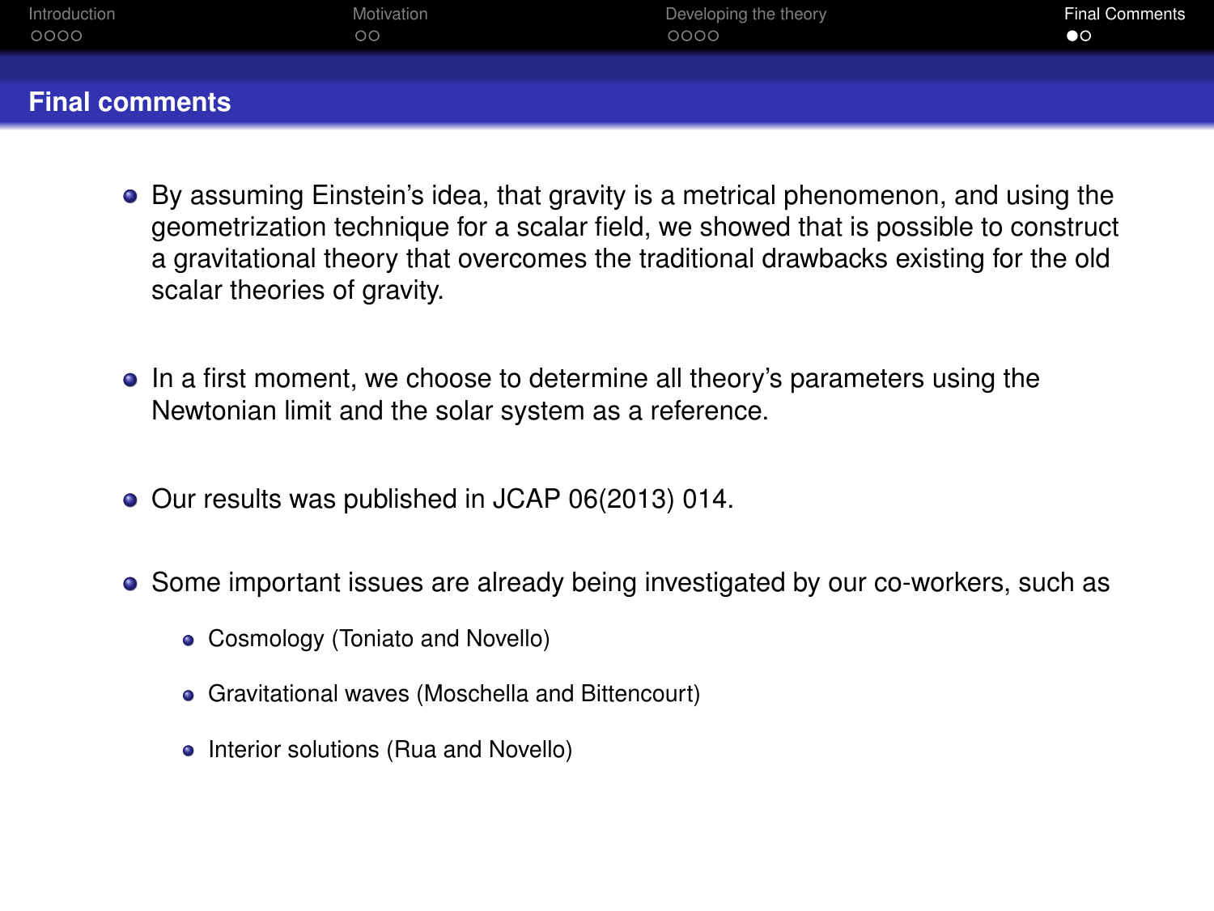## Final comments

- By assuming Einstein's idea, that gravity is a metrical phenomenon, and using the geometrization technique for a scalar field, we showed that is possible to construct a gravitational theory that overcomes the traditional drawbacks existing for the old scalar theories of gravity.

- In a first moment, we choose to determine all theory's parameters using the Newtonian limit and the solar system as a reference.

- Our results was published in JCAP 06(2013) 014.

- Some important issues are already being investigated by our co-workers, such as
  - Cosmology (Toniato and Novello)
  - Gravitational waves (Moschella and Bittencourt)
  - Interior solutions (Rua and Novello)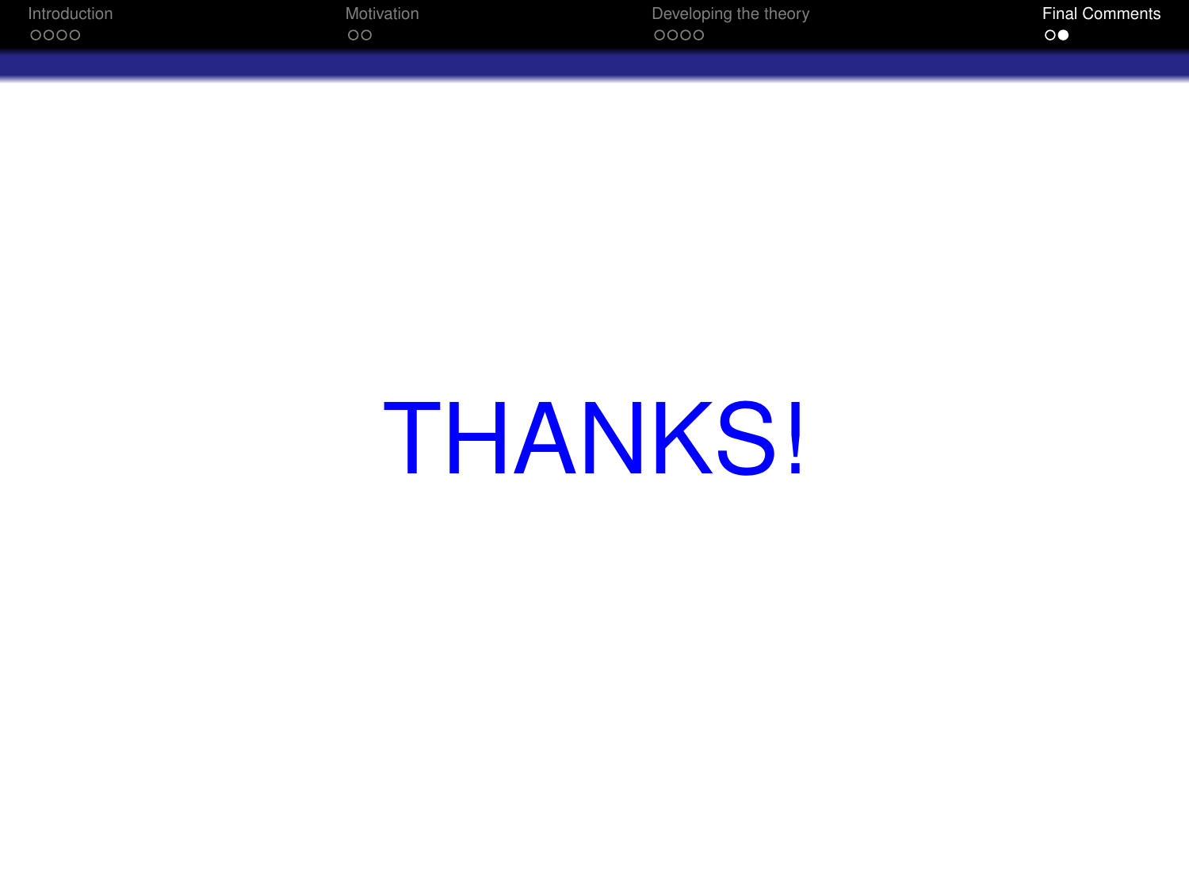THANKS!